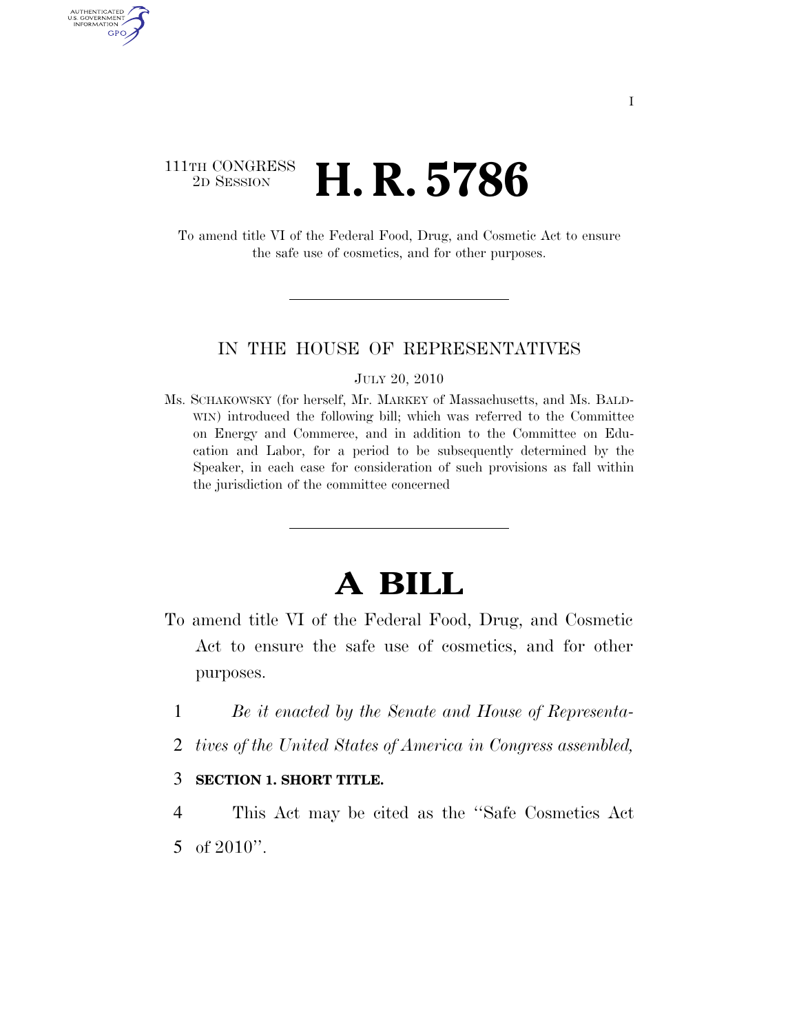111TH CONGRESS
2D SESSION

# H. R. 5786

To amend title VI of the Federal Food, Drug, and Cosmetic Act to ensure the safe use of cosmetics, and for other purposes.

## IN THE HOUSE OF REPRESENTATIVES

JULY 20, 2010

Ms. SCHAKOWSKY (for herself, Mr. MARKEY of Massachusetts, and Ms. BALDWIN) introduced the following bill; which was referred to the Committee on Energy and Commerce, and in addition to the Committee on Education and Labor, for a period to be subsequently determined by the Speaker, in each case for consideration of such provisions as fall within the jurisdiction of the committee concerned

# A BILL

To amend title VI of the Federal Food, Drug, and Cosmetic Act to ensure the safe use of cosmetics, and for other purposes.

1 *Be it enacted by the Senate and House of Representa-*
2 *tives of the United States of America in Congress assembled,*

3 **SECTION 1. SHORT TITLE.**

4 This Act may be cited as the "Safe Cosmetics Act
5 of 2010".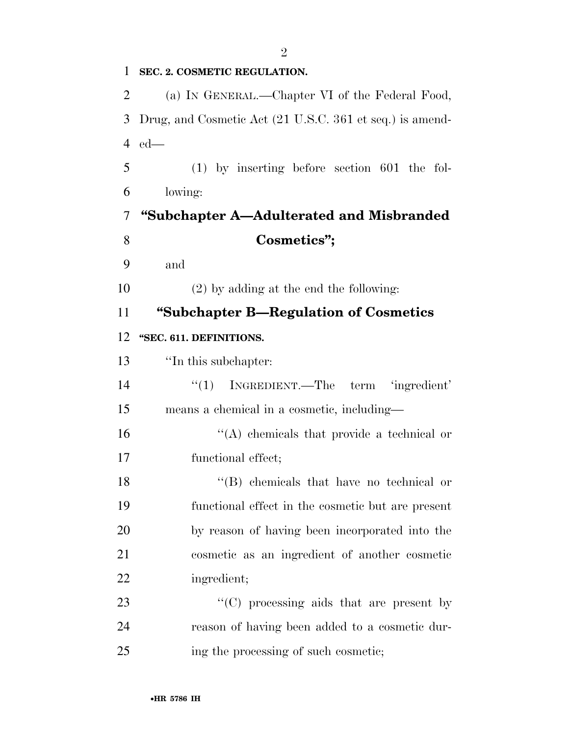**SEC. 2. COSMETIC REGULATION.**

(a) IN GENERAL.—Chapter VI of the Federal Food, Drug, and Cosmetic Act (21 U.S.C. 361 et seq.) is amended—

(1) by inserting before section 601 the following:

## "Subchapter A—Adulterated and Misbranded Cosmetics";

and

(2) by adding at the end the following:

## "Subchapter B—Regulation of Cosmetics

**"SEC. 611. DEFINITIONS.**

"In this subchapter:

"(1) INGREDIENT.—The term 'ingredient' means a chemical in a cosmetic, including—

"(A) chemicals that provide a technical or functional effect;

"(B) chemicals that have no technical or functional effect in the cosmetic but are present by reason of having been incorporated into the cosmetic as an ingredient of another cosmetic ingredient;

"(C) processing aids that are present by reason of having been added to a cosmetic during the processing of such cosmetic;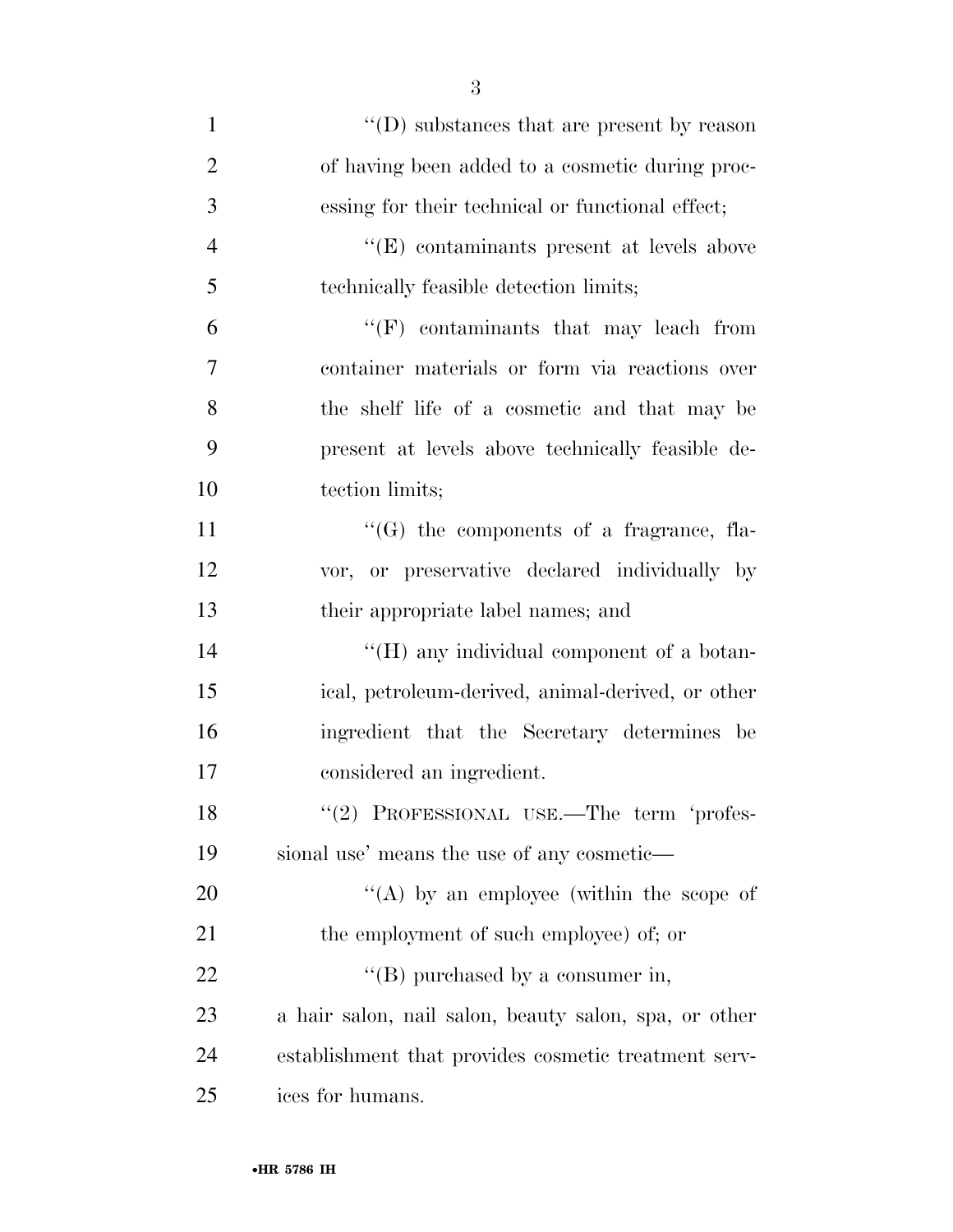''(D) substances that are present by reason of having been added to a cosmetic during processing for their technical or functional effect;

''(E) contaminants present at levels above technically feasible detection limits;

''(F) contaminants that may leach from container materials or form via reactions over the shelf life of a cosmetic and that may be present at levels above technically feasible detection limits;

''(G) the components of a fragrance, flavor, or preservative declared individually by their appropriate label names; and

''(H) any individual component of a botanical, petroleum-derived, animal-derived, or other ingredient that the Secretary determines be considered an ingredient.

''(2) PROFESSIONAL USE.—The term 'professional use' means the use of any cosmetic—

''(A) by an employee (within the scope of the employment of such employee) of; or

''(B) purchased by a consumer in,

a hair salon, nail salon, beauty salon, spa, or other establishment that provides cosmetic treatment services for humans.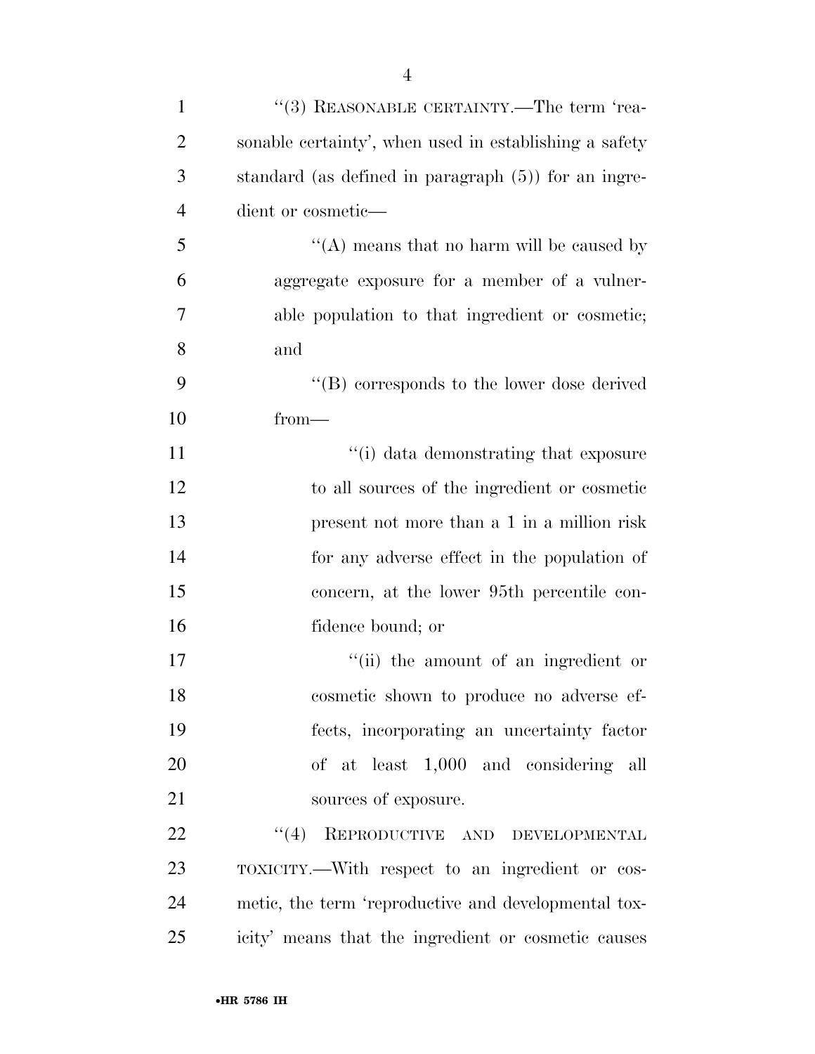"(3) REASONABLE CERTAINTY.—The term 'reasonable certainty', when used in establishing a safety standard (as defined in paragraph (5)) for an ingredient or cosmetic—

"(A) means that no harm will be caused by aggregate exposure for a member of a vulnerable population to that ingredient or cosmetic; and

"(B) corresponds to the lower dose derived from—

"(i) data demonstrating that exposure to all sources of the ingredient or cosmetic present not more than a 1 in a million risk for any adverse effect in the population of concern, at the lower 95th percentile confidence bound; or

"(ii) the amount of an ingredient or cosmetic shown to produce no adverse effects, incorporating an uncertainty factor of at least 1,000 and considering all sources of exposure.

"(4) REPRODUCTIVE AND DEVELOPMENTAL TOXICITY.—With respect to an ingredient or cosmetic, the term 'reproductive and developmental toxicity' means that the ingredient or cosmetic causes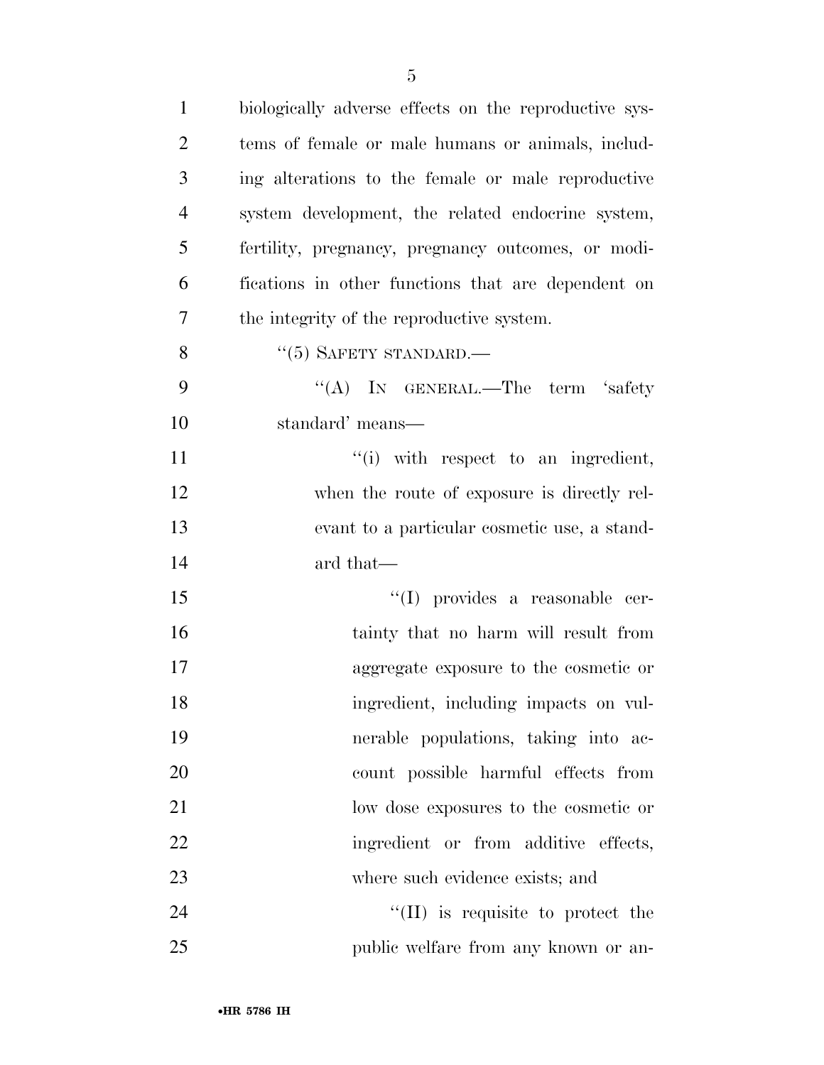biologically adverse effects on the reproductive systems of female or male humans or animals, including alterations to the female or male reproductive system development, the related endocrine system, fertility, pregnancy, pregnancy outcomes, or modifications in other functions that are dependent on the integrity of the reproductive system.

"(5) SAFETY STANDARD.—

"(A) IN GENERAL.—The term 'safety standard' means—

"(i) with respect to an ingredient, when the route of exposure is directly relevant to a particular cosmetic use, a standard that—

"(I) provides a reasonable certainty that no harm will result from aggregate exposure to the cosmetic or ingredient, including impacts on vulnerable populations, taking into account possible harmful effects from low dose exposures to the cosmetic or ingredient or from additive effects, where such evidence exists; and

"(II) is requisite to protect the public welfare from any known or an-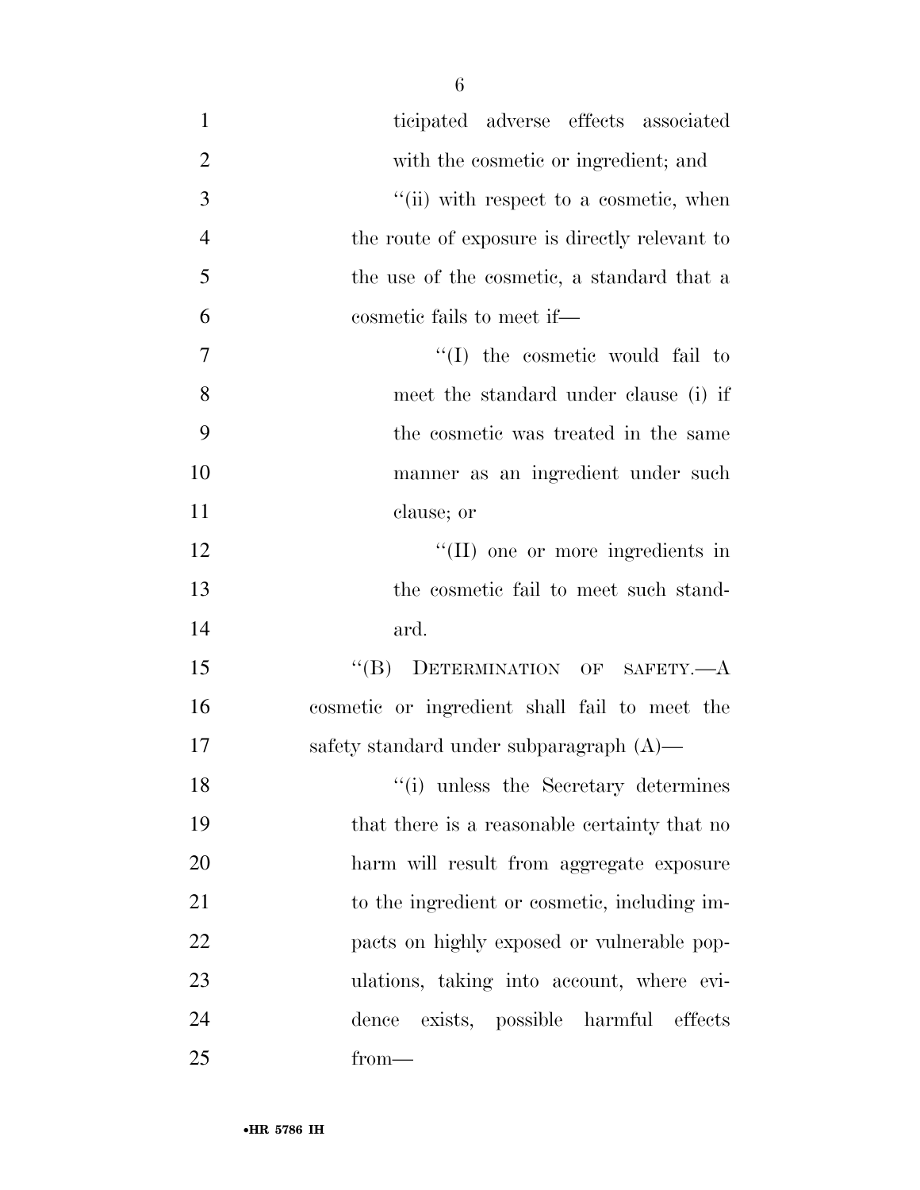ticipated adverse effects associated with the cosmetic or ingredient; and

''(ii) with respect to a cosmetic, when the route of exposure is directly relevant to the use of the cosmetic, a standard that a cosmetic fails to meet if—

''(I) the cosmetic would fail to meet the standard under clause (i) if the cosmetic was treated in the same manner as an ingredient under such clause; or

''(II) one or more ingredients in the cosmetic fail to meet such standard.

''(B) DETERMINATION OF SAFETY.—A cosmetic or ingredient shall fail to meet the safety standard under subparagraph (A)—

''(i) unless the Secretary determines that there is a reasonable certainty that no harm will result from aggregate exposure to the ingredient or cosmetic, including impacts on highly exposed or vulnerable populations, taking into account, where evidence exists, possible harmful effects from—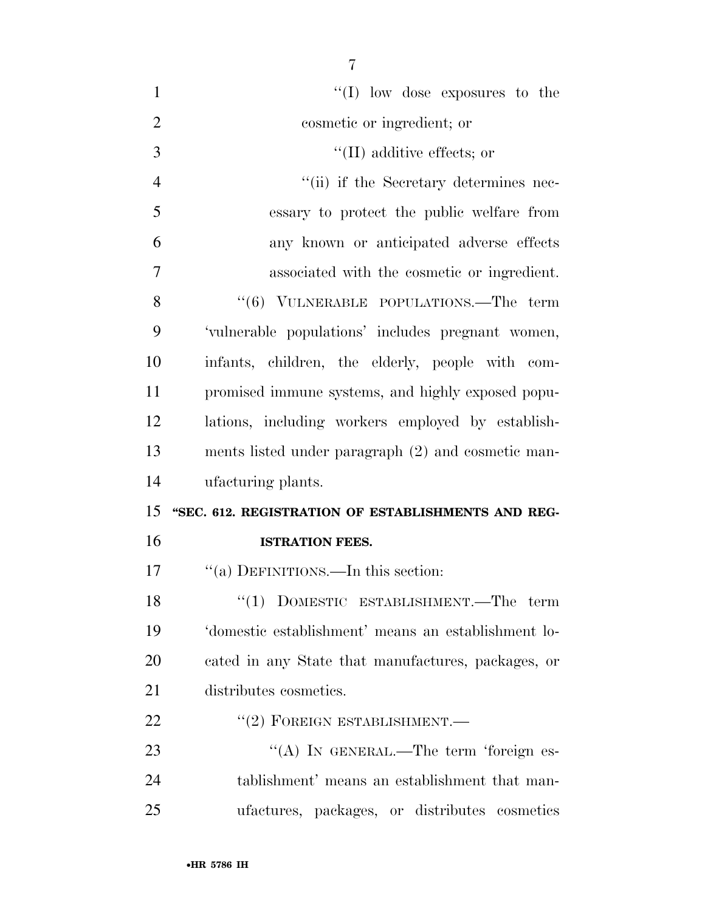"(I) low dose exposures to the cosmetic or ingredient; or

"(II) additive effects; or

"(ii) if the Secretary determines necessary to protect the public welfare from any known or anticipated adverse effects associated with the cosmetic or ingredient.

"(6) VULNERABLE POPULATIONS.—The term 'vulnerable populations' includes pregnant women, infants, children, the elderly, people with compromised immune systems, and highly exposed populations, including workers employed by establishments listed under paragraph (2) and cosmetic manufacturing plants.

**"SEC. 612. REGISTRATION OF ESTABLISHMENTS AND REGISTRATION FEES.**

"(a) DEFINITIONS.—In this section:

"(1) DOMESTIC ESTABLISHMENT.—The term 'domestic establishment' means an establishment located in any State that manufactures, packages, or distributes cosmetics.

"(2) FOREIGN ESTABLISHMENT.—

"(A) IN GENERAL.—The term 'foreign establishment' means an establishment that manufactures, packages, or distributes cosmetics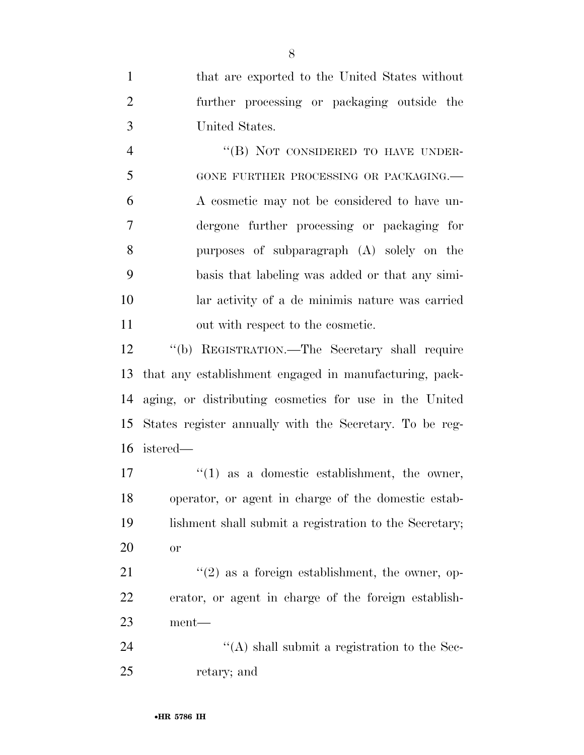that are exported to the United States without further processing or packaging outside the United States.

"(B) NOT CONSIDERED TO HAVE UNDERGONE FURTHER PROCESSING OR PACKAGING.—A cosmetic may not be considered to have undergone further processing or packaging for purposes of subparagraph (A) solely on the basis that labeling was added or that any similar activity of a de minimis nature was carried out with respect to the cosmetic.

"(b) REGISTRATION.—The Secretary shall require that any establishment engaged in manufacturing, packaging, or distributing cosmetics for use in the United States register annually with the Secretary. To be registered—

"(1) as a domestic establishment, the owner, operator, or agent in charge of the domestic establishment shall submit a registration to the Secretary; or

"(2) as a foreign establishment, the owner, operator, or agent in charge of the foreign establishment—

"(A) shall submit a registration to the Secretary; and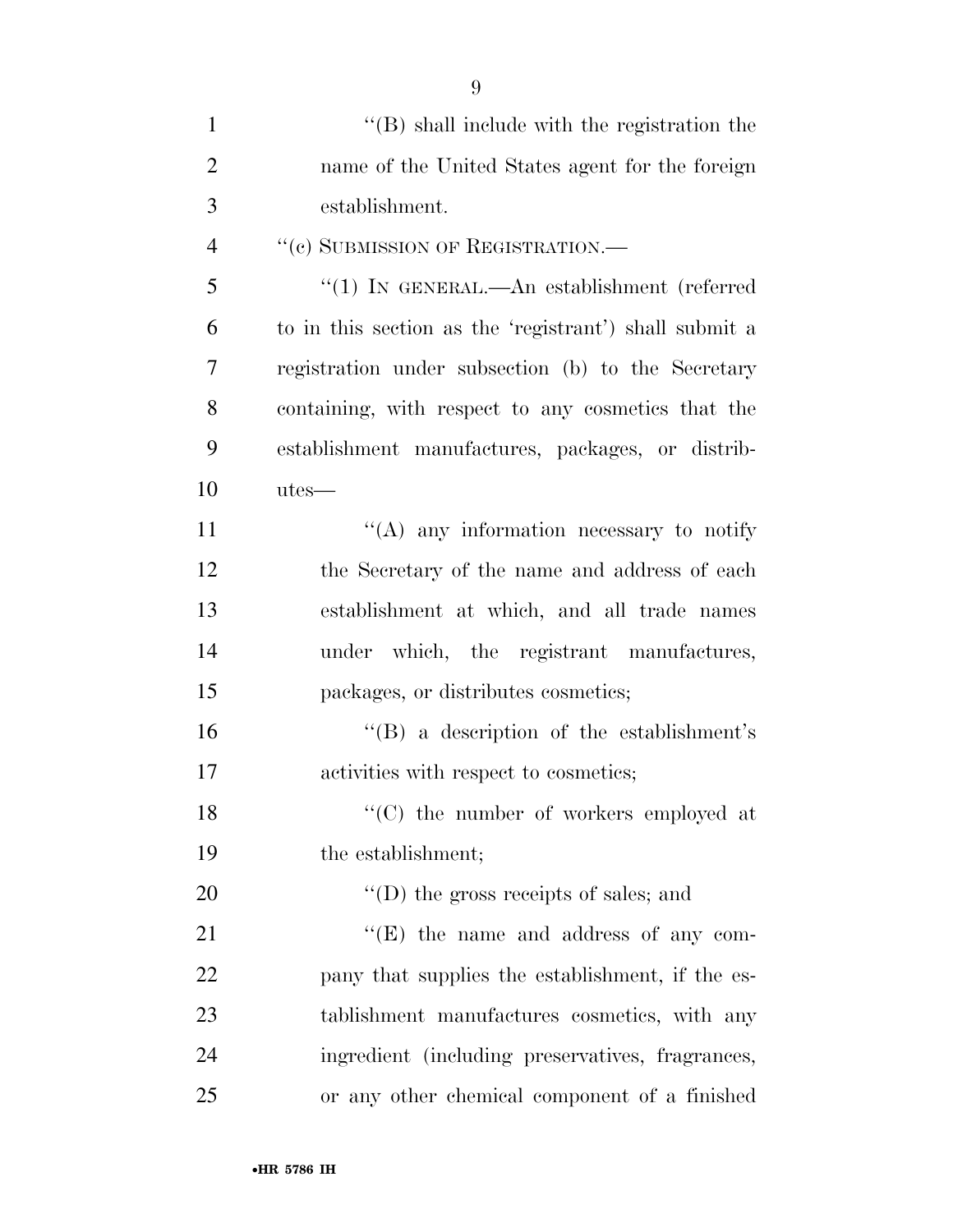''(B) shall include with the registration the name of the United States agent for the foreign establishment.

''(c) SUBMISSION OF REGISTRATION.—

''(1) IN GENERAL.—An establishment (referred to in this section as the 'registrant') shall submit a registration under subsection (b) to the Secretary containing, with respect to any cosmetics that the establishment manufactures, packages, or distributes—

''(A) any information necessary to notify the Secretary of the name and address of each establishment at which, and all trade names under which, the registrant manufactures, packages, or distributes cosmetics;

''(B) a description of the establishment's activities with respect to cosmetics;

''(C) the number of workers employed at the establishment;

''(D) the gross receipts of sales; and

''(E) the name and address of any company that supplies the establishment, if the establishment manufactures cosmetics, with any ingredient (including preservatives, fragrances, or any other chemical component of a finished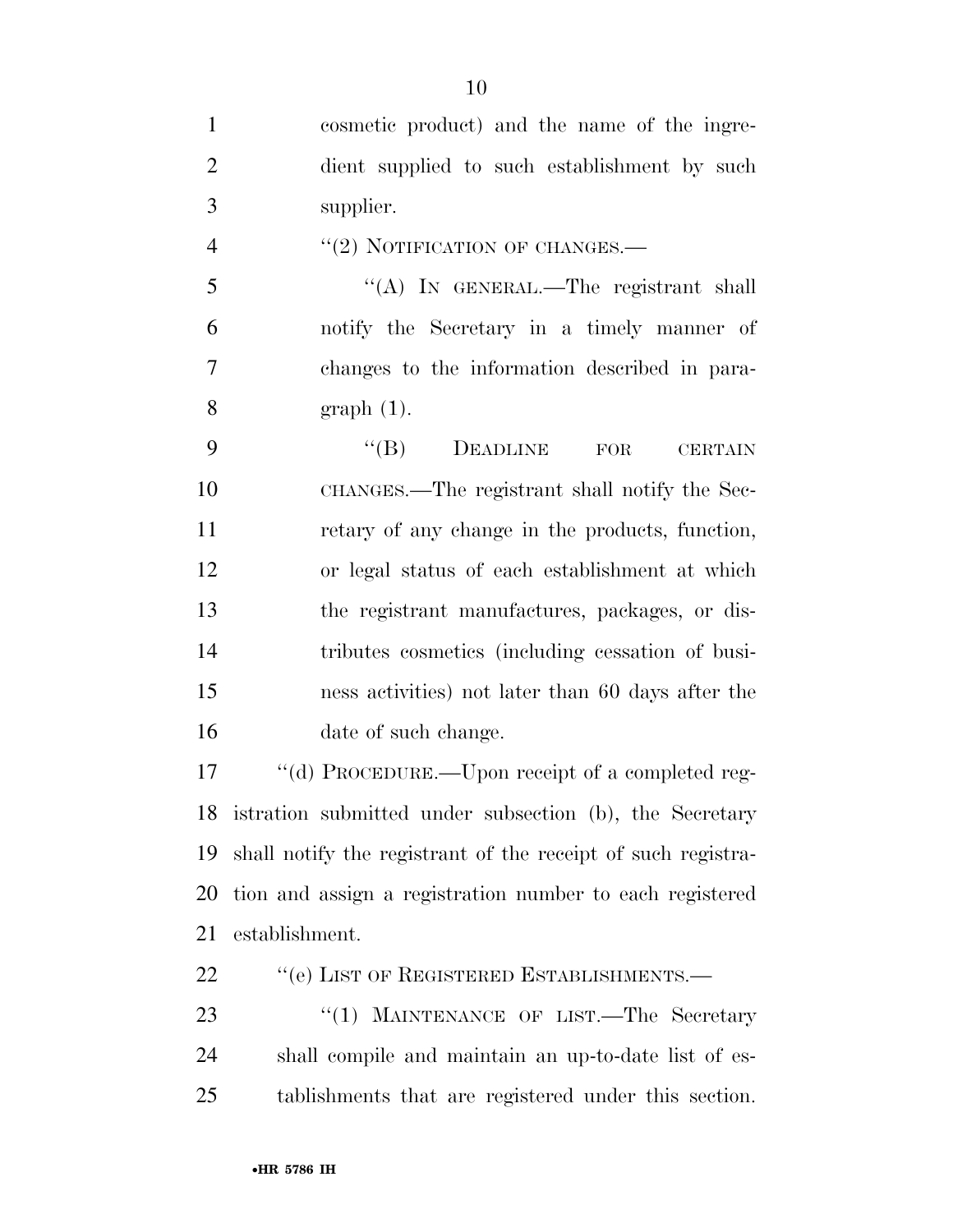cosmetic product) and the name of the ingredient supplied to such establishment by such supplier.

"(2) NOTIFICATION OF CHANGES.—

"(A) IN GENERAL.—The registrant shall notify the Secretary in a timely manner of changes to the information described in paragraph (1).

"(B) DEADLINE FOR CERTAIN CHANGES.—The registrant shall notify the Secretary of any change in the products, function, or legal status of each establishment at which the registrant manufactures, packages, or distributes cosmetics (including cessation of business activities) not later than 60 days after the date of such change.

"(d) PROCEDURE.—Upon receipt of a completed registration submitted under subsection (b), the Secretary shall notify the registrant of the receipt of such registration and assign a registration number to each registered establishment.

"(e) LIST OF REGISTERED ESTABLISHMENTS.—

"(1) MAINTENANCE OF LIST.—The Secretary shall compile and maintain an up-to-date list of establishments that are registered under this section.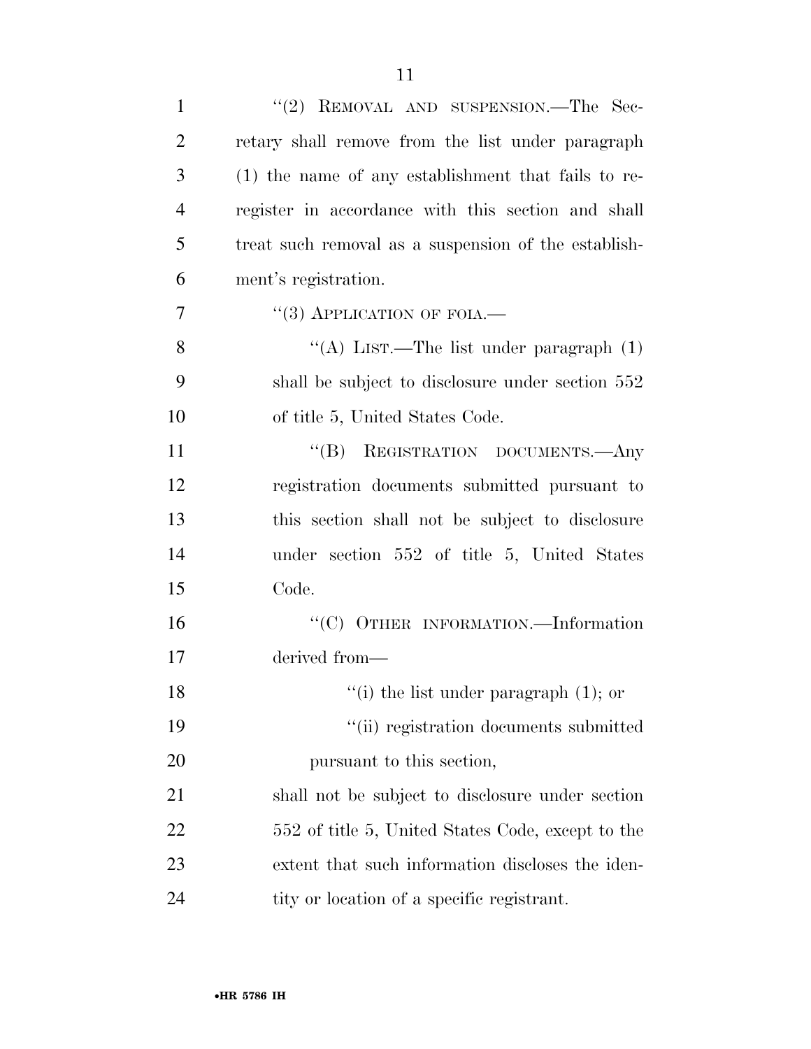''(2) REMOVAL AND SUSPENSION.—The Secretary shall remove from the list under paragraph (1) the name of any establishment that fails to re-register in accordance with this section and shall treat such removal as a suspension of the establishment's registration.

''(3) APPLICATION OF FOIA.—

''(A) LIST.—The list under paragraph (1) shall be subject to disclosure under section 552 of title 5, United States Code.

''(B) REGISTRATION DOCUMENTS.—Any registration documents submitted pursuant to this section shall not be subject to disclosure under section 552 of title 5, United States Code.

''(C) OTHER INFORMATION.—Information derived from—

''(i) the list under paragraph (1); or

''(ii) registration documents submitted pursuant to this section,

shall not be subject to disclosure under section 552 of title 5, United States Code, except to the extent that such information discloses the identity or location of a specific registrant.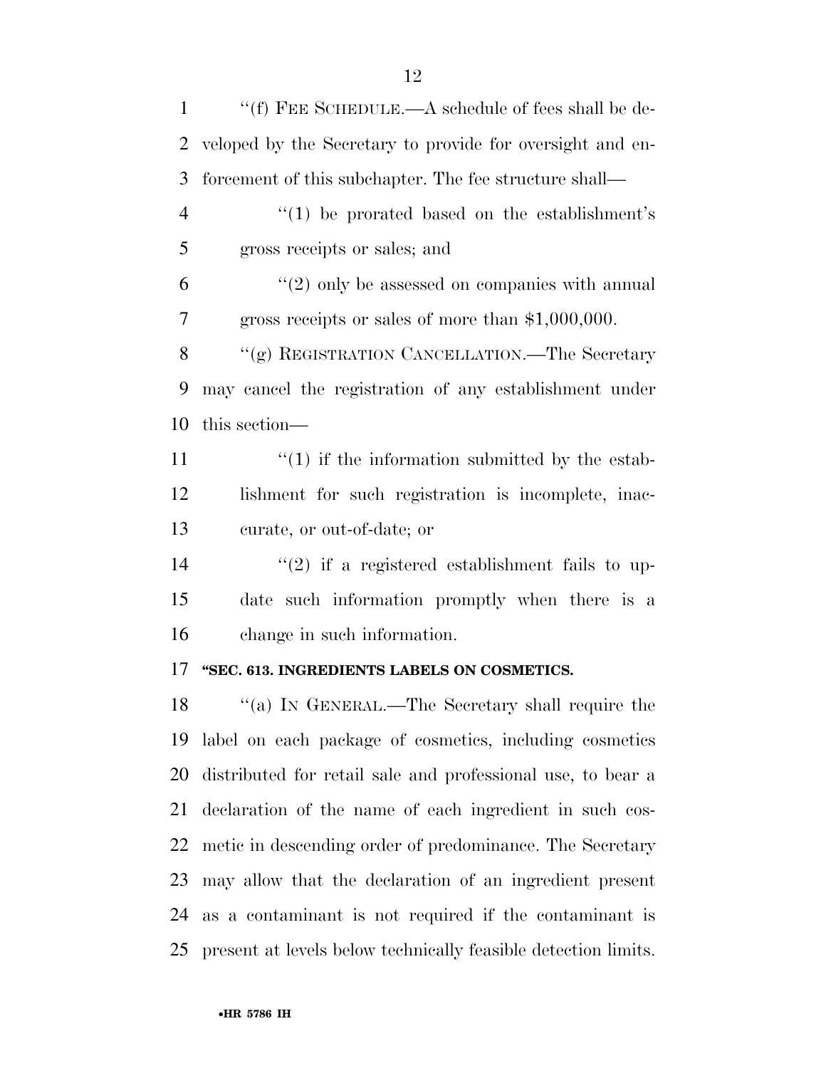''(f) FEE SCHEDULE.—A schedule of fees shall be developed by the Secretary to provide for oversight and enforcement of this subchapter. The fee structure shall—

''(1) be prorated based on the establishment's gross receipts or sales; and

''(2) only be assessed on companies with annual gross receipts or sales of more than $1,000,000.

''(g) REGISTRATION CANCELLATION.—The Secretary may cancel the registration of any establishment under this section—

''(1) if the information submitted by the establishment for such registration is incomplete, inaccurate, or out-of-date; or

''(2) if a registered establishment fails to update such information promptly when there is a change in such information.

**''SEC. 613. INGREDIENTS LABELS ON COSMETICS.**

''(a) IN GENERAL.—The Secretary shall require the label on each package of cosmetics, including cosmetics distributed for retail sale and professional use, to bear a declaration of the name of each ingredient in such cosmetic in descending order of predominance. The Secretary may allow that the declaration of an ingredient present as a contaminant is not required if the contaminant is present at levels below technically feasible detection limits.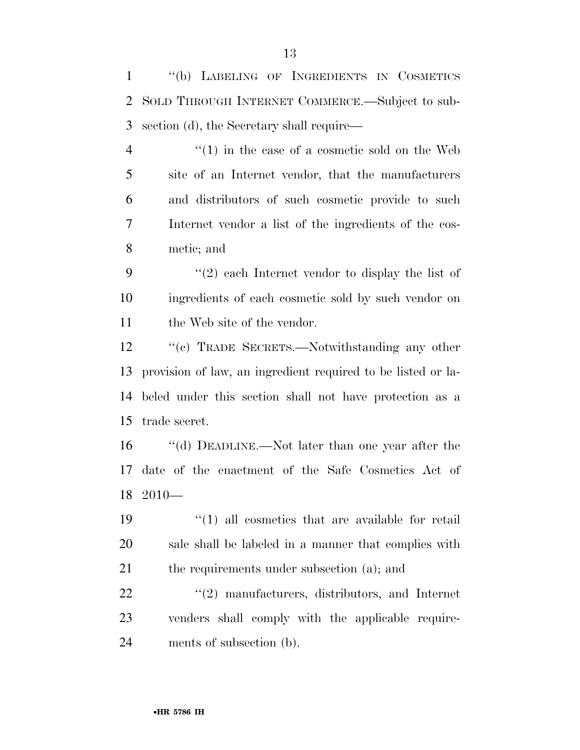"(b) LABELING OF INGREDIENTS IN COSMETICS SOLD THROUGH INTERNET COMMERCE.—Subject to subsection (d), the Secretary shall require—

"(1) in the case of a cosmetic sold on the Web site of an Internet vendor, that the manufacturers and distributors of such cosmetic provide to such Internet vendor a list of the ingredients of the cosmetic; and

"(2) each Internet vendor to display the list of ingredients of each cosmetic sold by such vendor on the Web site of the vendor.

"(c) TRADE SECRETS.—Notwithstanding any other provision of law, an ingredient required to be listed or labeled under this section shall not have protection as a trade secret.

"(d) DEADLINE.—Not later than one year after the date of the enactment of the Safe Cosmetics Act of 2010—

"(1) all cosmetics that are available for retail sale shall be labeled in a manner that complies with the requirements under subsection (a); and

"(2) manufacturers, distributors, and Internet venders shall comply with the applicable requirements of subsection (b).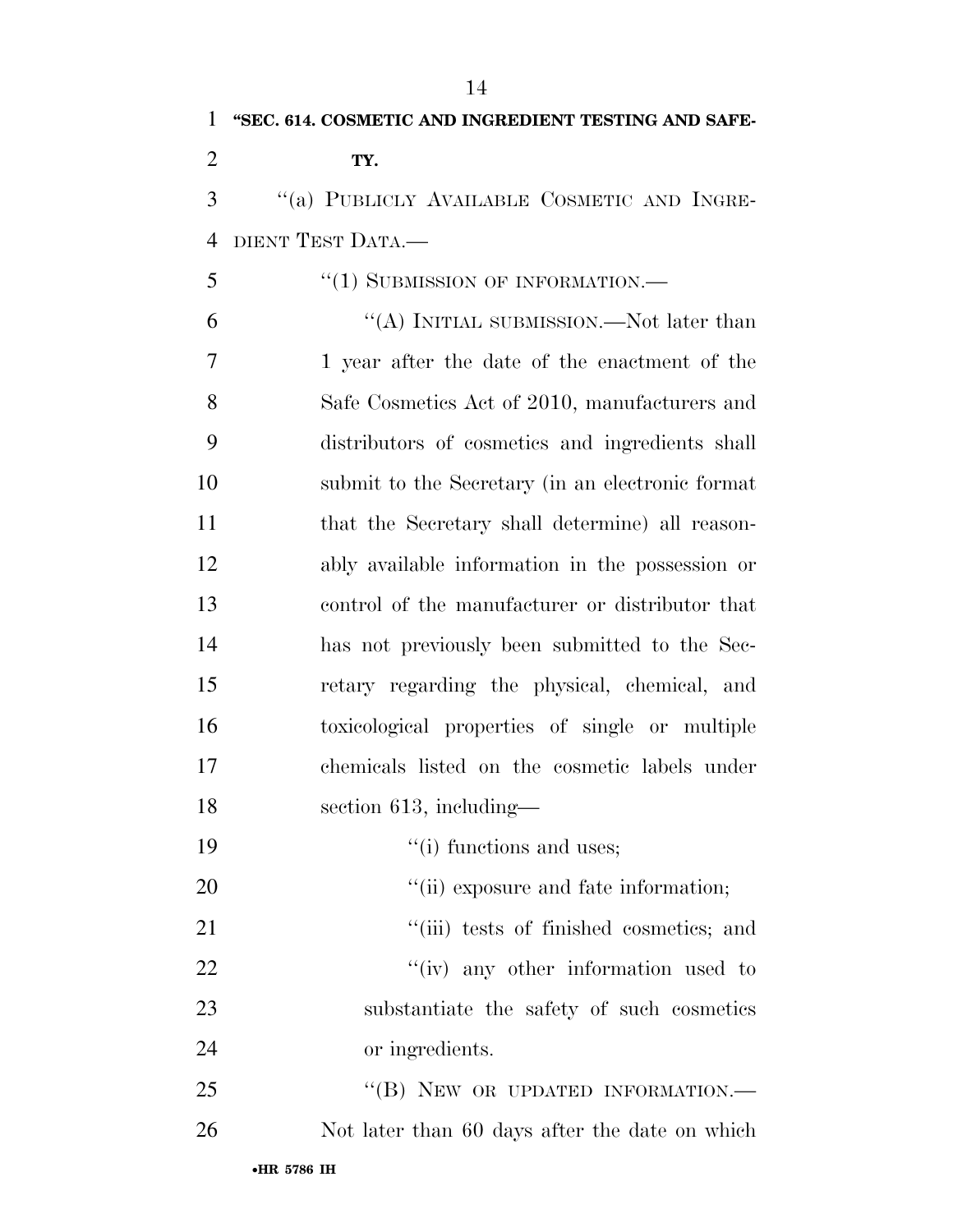**"SEC. 614. COSMETIC AND INGREDIENT TESTING AND SAFETY.**

"(a) PUBLICLY AVAILABLE COSMETIC AND INGREDIENT TEST DATA.—

"(1) SUBMISSION OF INFORMATION.—

"(A) INITIAL SUBMISSION.—Not later than 1 year after the date of the enactment of the Safe Cosmetics Act of 2010, manufacturers and distributors of cosmetics and ingredients shall submit to the Secretary (in an electronic format that the Secretary shall determine) all reasonably available information in the possession or control of the manufacturer or distributor that has not previously been submitted to the Secretary regarding the physical, chemical, and toxicological properties of single or multiple chemicals listed on the cosmetic labels under section 613, including—

"(i) functions and uses;

"(ii) exposure and fate information;

"(iii) tests of finished cosmetics; and

"(iv) any other information used to substantiate the safety of such cosmetics or ingredients.

"(B) NEW OR UPDATED INFORMATION.—Not later than 60 days after the date on which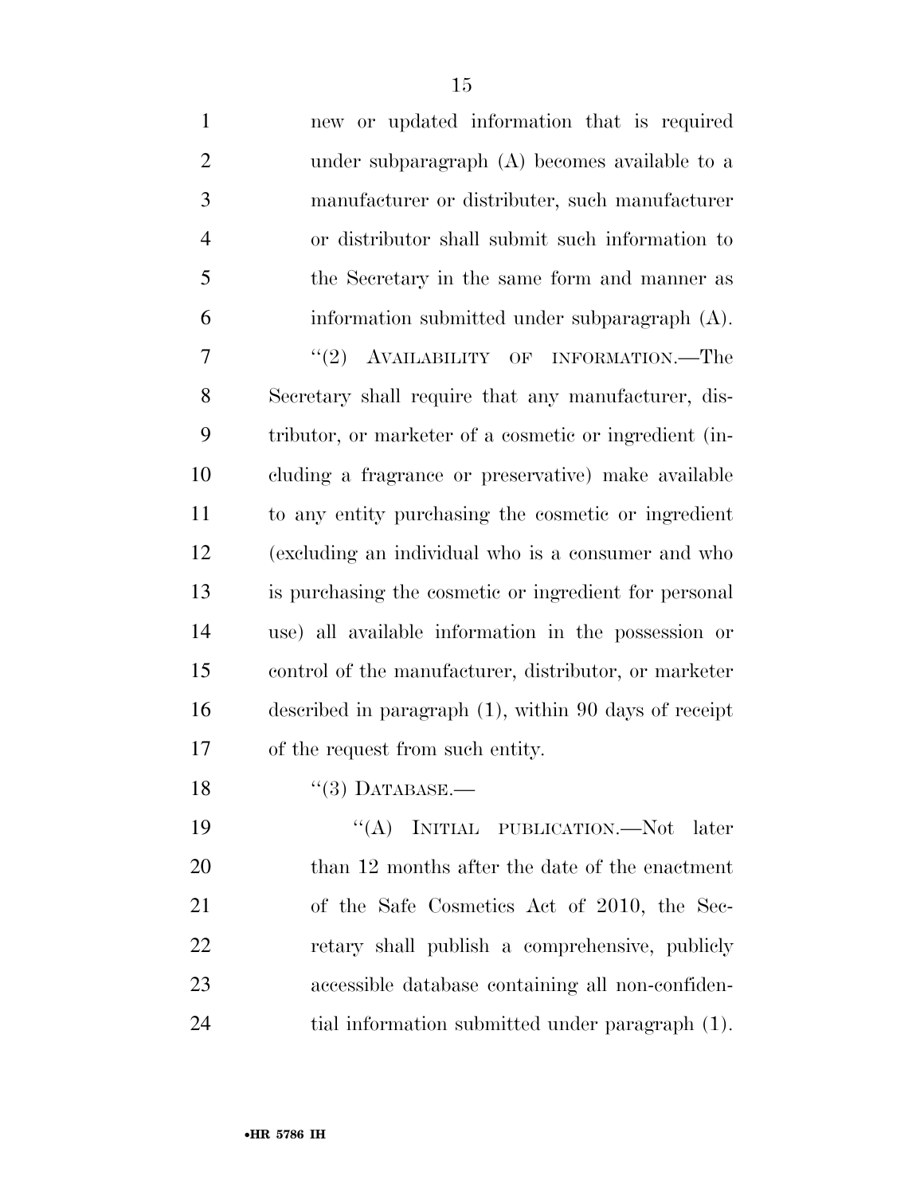new or updated information that is required under subparagraph (A) becomes available to a manufacturer or distributer, such manufacturer or distributor shall submit such information to the Secretary in the same form and manner as information submitted under subparagraph (A).

"(2) AVAILABILITY OF INFORMATION.—The Secretary shall require that any manufacturer, distributor, or marketer of a cosmetic or ingredient (including a fragrance or preservative) make available to any entity purchasing the cosmetic or ingredient (excluding an individual who is a consumer and who is purchasing the cosmetic or ingredient for personal use) all available information in the possession or control of the manufacturer, distributor, or marketer described in paragraph (1), within 90 days of receipt of the request from such entity.

"(3) DATABASE.—

"(A) INITIAL PUBLICATION.—Not later than 12 months after the date of the enactment of the Safe Cosmetics Act of 2010, the Secretary shall publish a comprehensive, publicly accessible database containing all non-confidential information submitted under paragraph (1).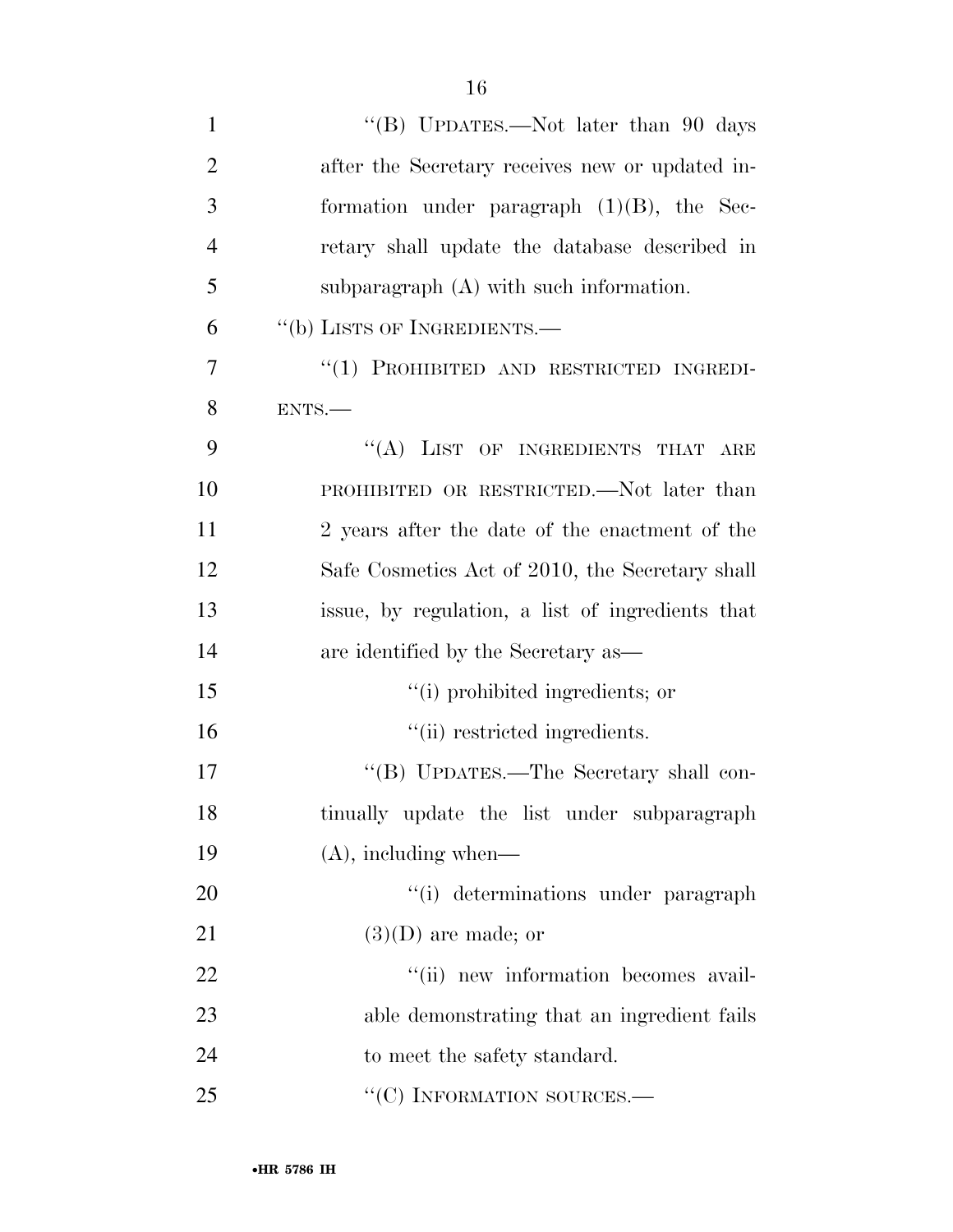"(B) UPDATES.—Not later than 90 days after the Secretary receives new or updated information under paragraph (1)(B), the Secretary shall update the database described in subparagraph (A) with such information.

"(b) LISTS OF INGREDIENTS.—

"(1) PROHIBITED AND RESTRICTED INGREDIENTS.—

"(A) LIST OF INGREDIENTS THAT ARE PROHIBITED OR RESTRICTED.—Not later than 2 years after the date of the enactment of the Safe Cosmetics Act of 2010, the Secretary shall issue, by regulation, a list of ingredients that are identified by the Secretary as—

"(i) prohibited ingredients; or

"(ii) restricted ingredients.

"(B) UPDATES.—The Secretary shall continually update the list under subparagraph (A), including when—

"(i) determinations under paragraph (3)(D) are made; or

"(ii) new information becomes available demonstrating that an ingredient fails to meet the safety standard.

"(C) INFORMATION SOURCES.—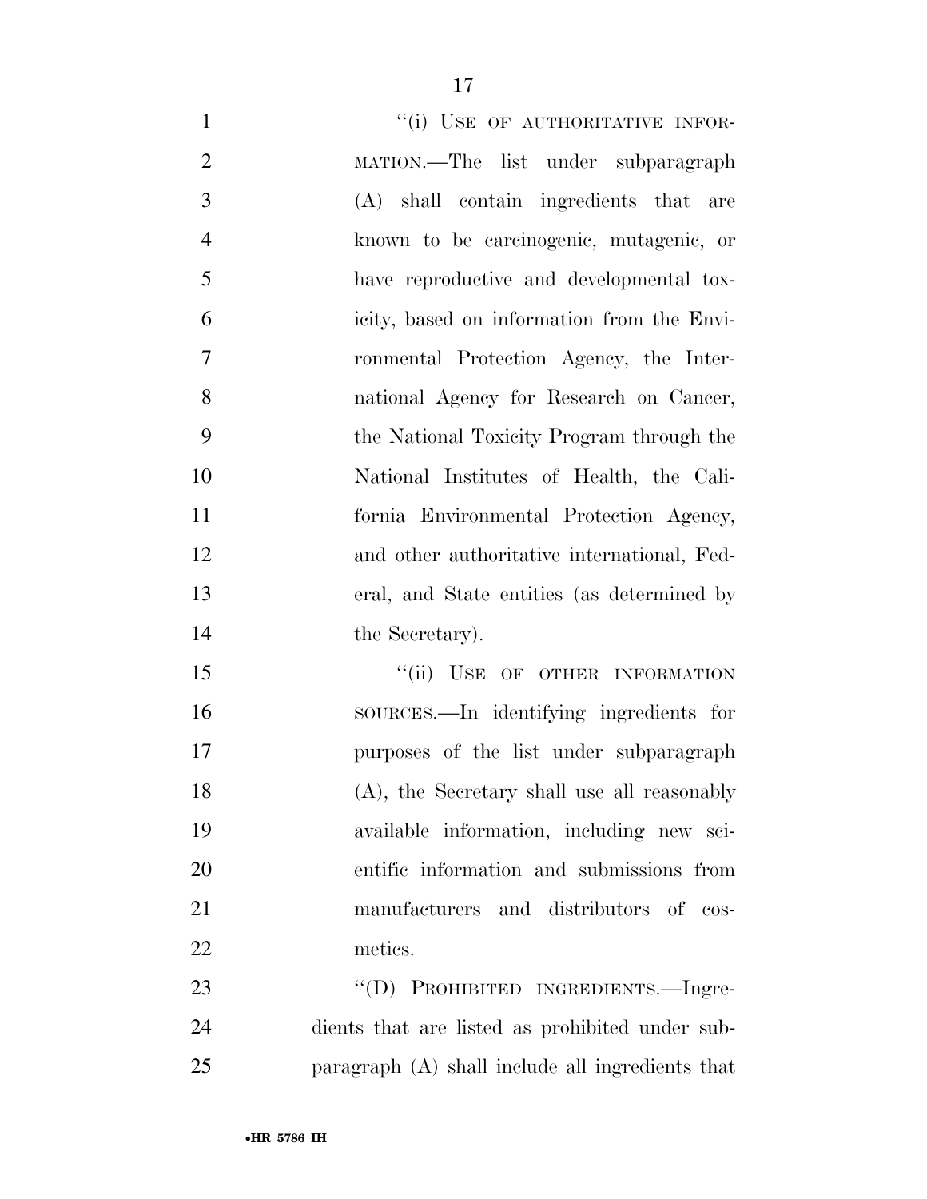"(i) USE OF AUTHORITATIVE INFORMATION.—The list under subparagraph (A) shall contain ingredients that are known to be carcinogenic, mutagenic, or have reproductive and developmental toxicity, based on information from the Environmental Protection Agency, the International Agency for Research on Cancer, the National Toxicity Program through the National Institutes of Health, the California Environmental Protection Agency, and other authoritative international, Federal, and State entities (as determined by the Secretary).

"(ii) USE OF OTHER INFORMATION SOURCES.—In identifying ingredients for purposes of the list under subparagraph (A), the Secretary shall use all reasonably available information, including new scientific information and submissions from manufacturers and distributors of cosmetics.

"(D) PROHIBITED INGREDIENTS.—Ingredients that are listed as prohibited under subparagraph (A) shall include all ingredients that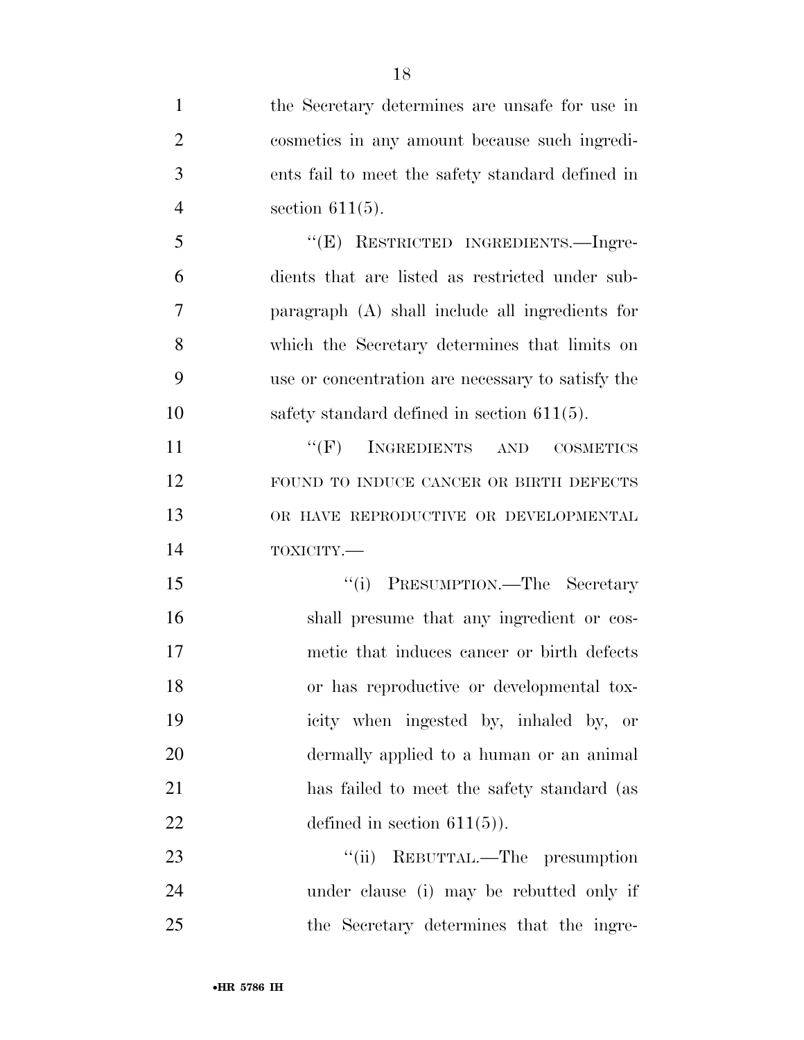the Secretary determines are unsafe for use in cosmetics in any amount because such ingredients fail to meet the safety standard defined in section 611(5).

''(E) RESTRICTED INGREDIENTS.—Ingredients that are listed as restricted under subparagraph (A) shall include all ingredients for which the Secretary determines that limits on use or concentration are necessary to satisfy the safety standard defined in section 611(5).

''(F) INGREDIENTS AND COSMETICS FOUND TO INDUCE CANCER OR BIRTH DEFECTS OR HAVE REPRODUCTIVE OR DEVELOPMENTAL TOXICITY.—

''(i) PRESUMPTION.—The Secretary shall presume that any ingredient or cosmetic that induces cancer or birth defects or has reproductive or developmental toxicity when ingested by, inhaled by, or dermally applied to a human or an animal has failed to meet the safety standard (as defined in section 611(5)).

''(ii) REBUTTAL.—The presumption under clause (i) may be rebutted only if the Secretary determines that the ingre-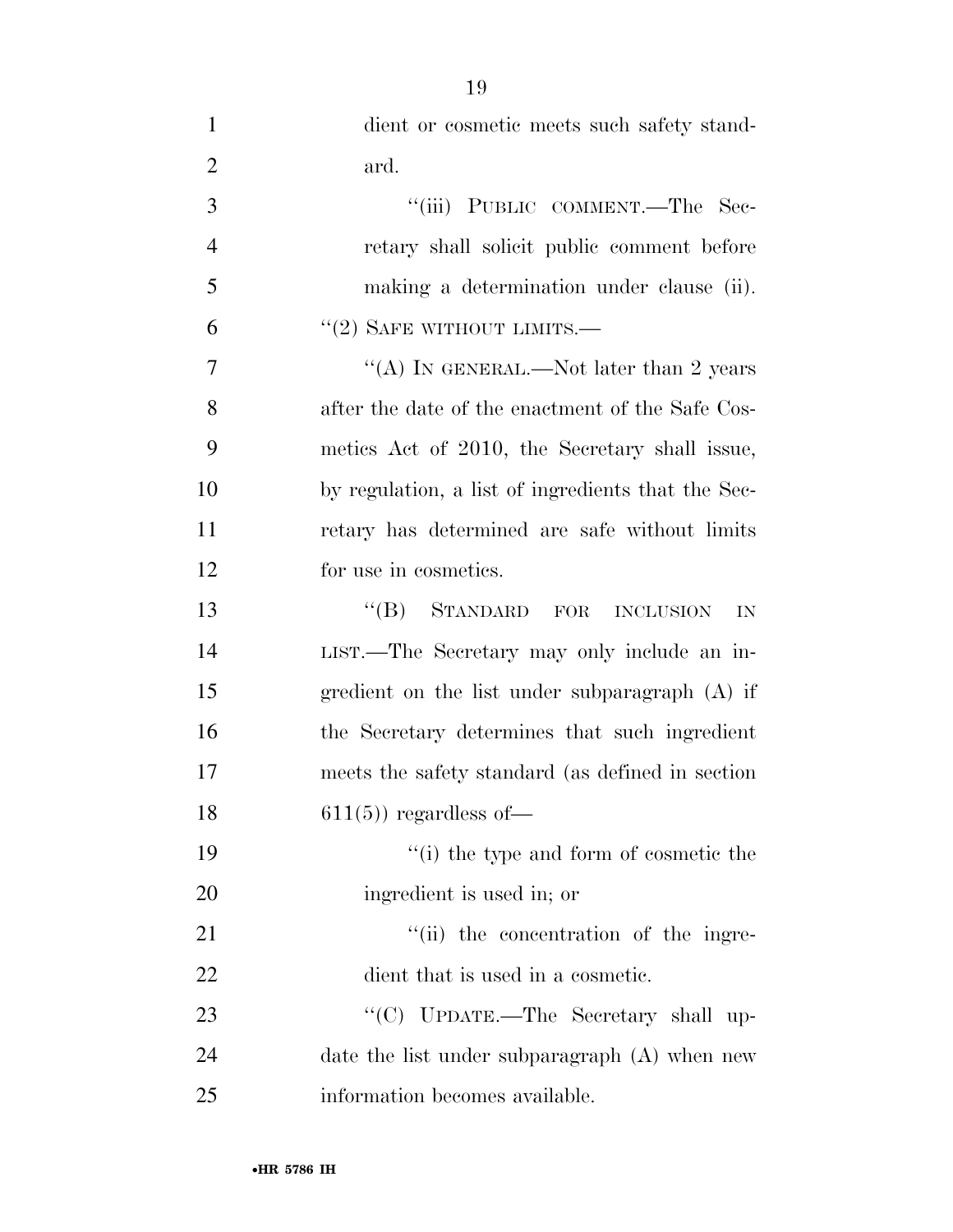dient or cosmetic meets such safety standard.

"(iii) PUBLIC COMMENT.—The Secretary shall solicit public comment before making a determination under clause (ii).

"(2) SAFE WITHOUT LIMITS.—

"(A) IN GENERAL.—Not later than 2 years after the date of the enactment of the Safe Cosmetics Act of 2010, the Secretary shall issue, by regulation, a list of ingredients that the Secretary has determined are safe without limits for use in cosmetics.

"(B) STANDARD FOR INCLUSION IN LIST.—The Secretary may only include an ingredient on the list under subparagraph (A) if the Secretary determines that such ingredient meets the safety standard (as defined in section 611(5)) regardless of—

"(i) the type and form of cosmetic the ingredient is used in; or

"(ii) the concentration of the ingredient that is used in a cosmetic.

"(C) UPDATE.—The Secretary shall update the list under subparagraph (A) when new information becomes available.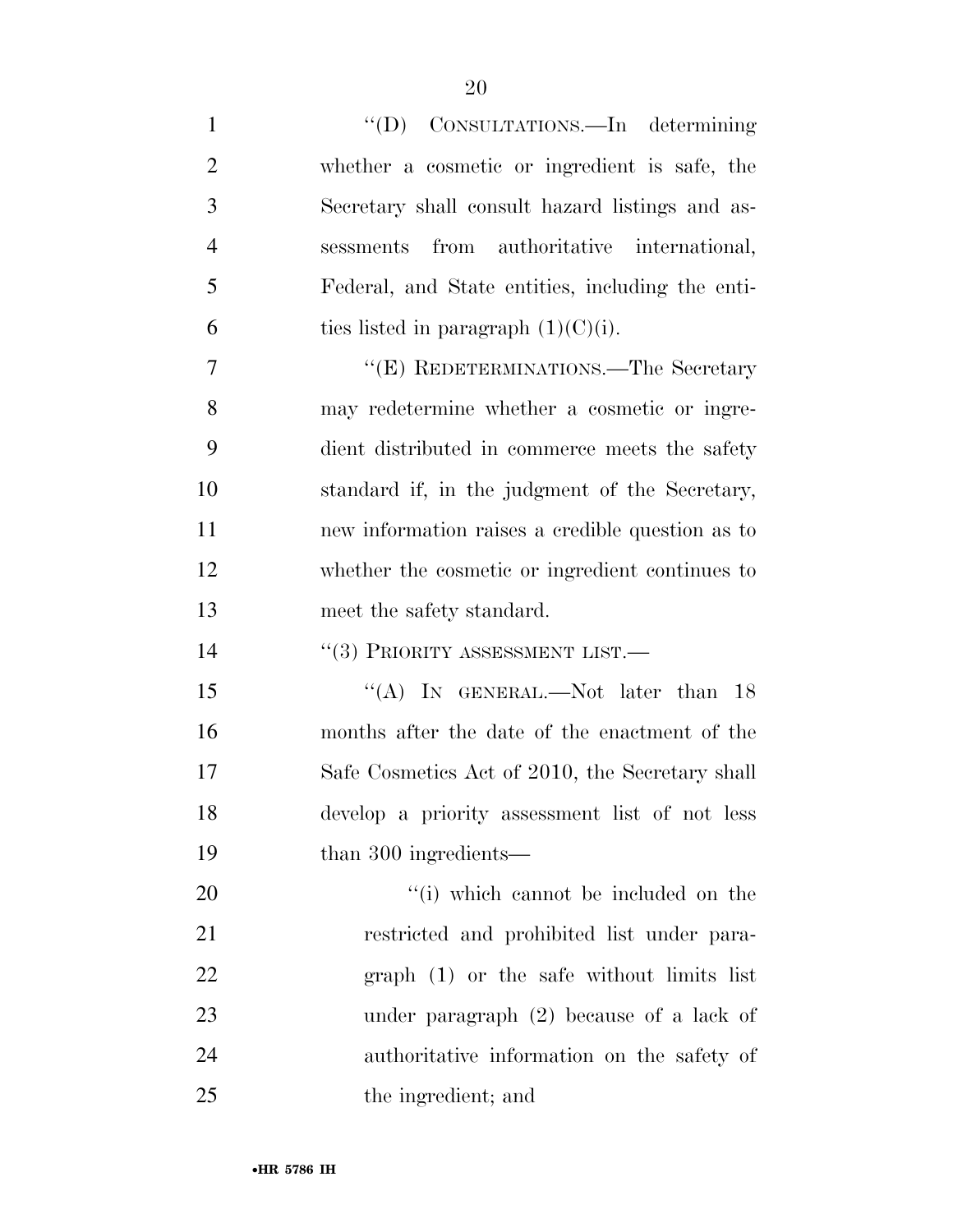"(D) CONSULTATIONS.—In determining whether a cosmetic or ingredient is safe, the Secretary shall consult hazard listings and assessments from authoritative international, Federal, and State entities, including the entities listed in paragraph (1)(C)(i).

"(E) REDETERMINATIONS.—The Secretary may redetermine whether a cosmetic or ingredient distributed in commerce meets the safety standard if, in the judgment of the Secretary, new information raises a credible question as to whether the cosmetic or ingredient continues to meet the safety standard.

"(3) PRIORITY ASSESSMENT LIST.—

"(A) IN GENERAL.—Not later than 18 months after the date of the enactment of the Safe Cosmetics Act of 2010, the Secretary shall develop a priority assessment list of not less than 300 ingredients—

"(i) which cannot be included on the restricted and prohibited list under paragraph (1) or the safe without limits list under paragraph (2) because of a lack of authoritative information on the safety of the ingredient; and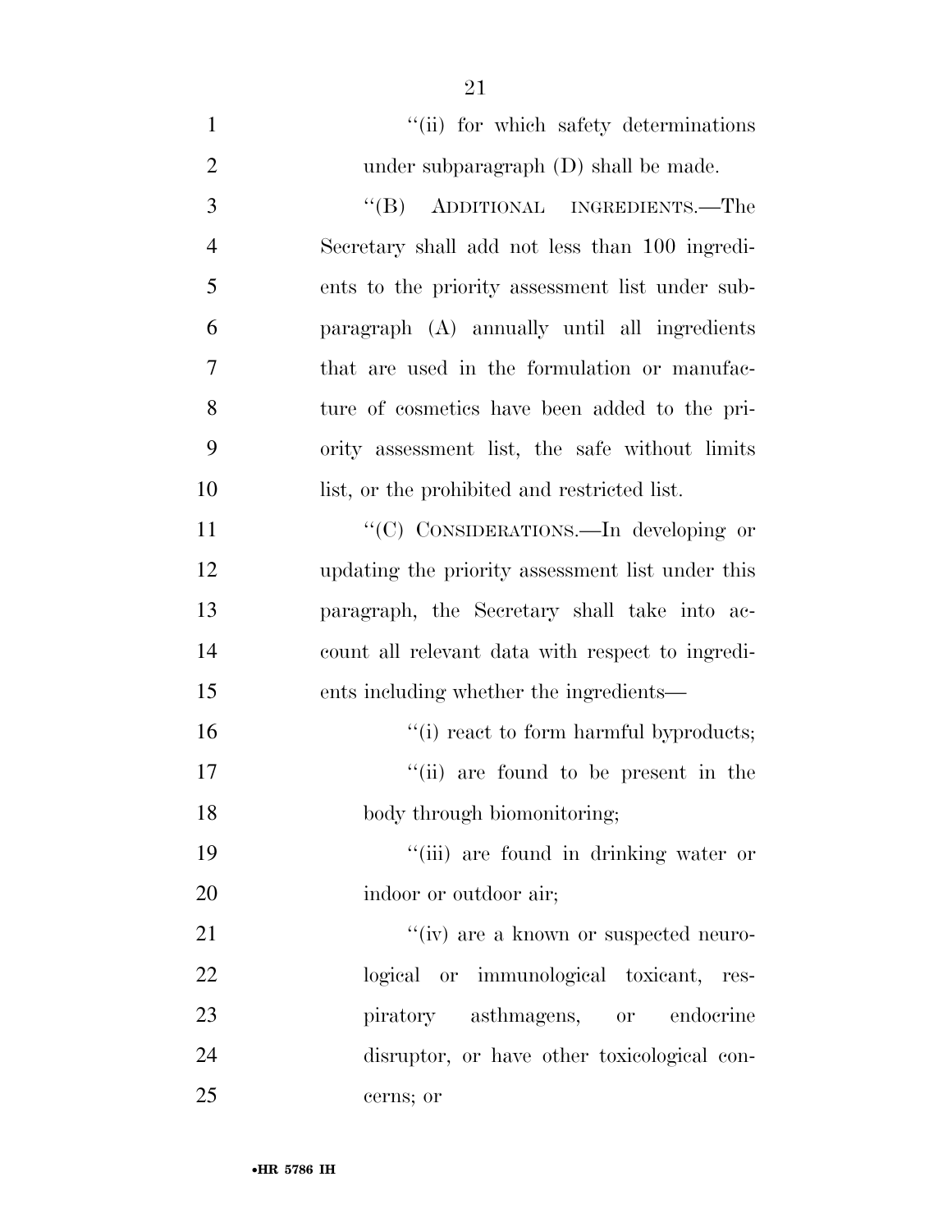"(ii) for which safety determinations under subparagraph (D) shall be made.

"(B) ADDITIONAL INGREDIENTS.—The Secretary shall add not less than 100 ingredients to the priority assessment list under subparagraph (A) annually until all ingredients that are used in the formulation or manufacture of cosmetics have been added to the priority assessment list, the safe without limits list, or the prohibited and restricted list.

"(C) CONSIDERATIONS.—In developing or updating the priority assessment list under this paragraph, the Secretary shall take into account all relevant data with respect to ingredients including whether the ingredients—

"(i) react to form harmful byproducts;

"(ii) are found to be present in the body through biomonitoring;

"(iii) are found in drinking water or indoor or outdoor air;

"(iv) are a known or suspected neurological or immunological toxicant, respiratory asthmagens, or endocrine disruptor, or have other toxicological concerns; or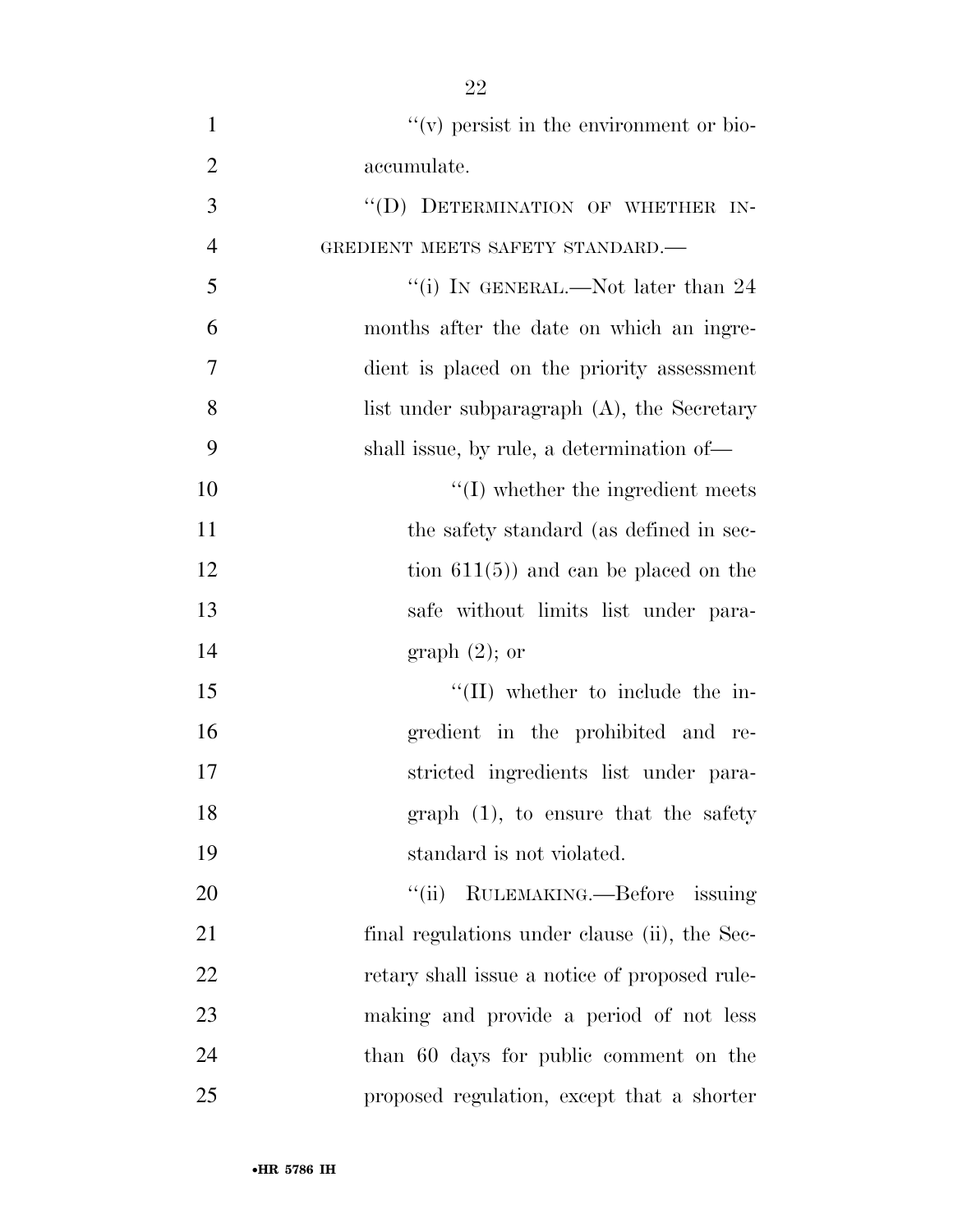''(v) persist in the environment or bio-accumulate.

''(D) DETERMINATION OF WHETHER INGREDIENT MEETS SAFETY STANDARD.—

''(i) IN GENERAL.—Not later than 24 months after the date on which an ingredient is placed on the priority assessment list under subparagraph (A), the Secretary shall issue, by rule, a determination of—

''(I) whether the ingredient meets the safety standard (as defined in section 611(5)) and can be placed on the safe without limits list under paragraph (2); or

''(II) whether to include the ingredient in the prohibited and restricted ingredients list under paragraph (1), to ensure that the safety standard is not violated.

''(ii) RULEMAKING.—Before issuing final regulations under clause (ii), the Secretary shall issue a notice of proposed rulemaking and provide a period of not less than 60 days for public comment on the proposed regulation, except that a shorter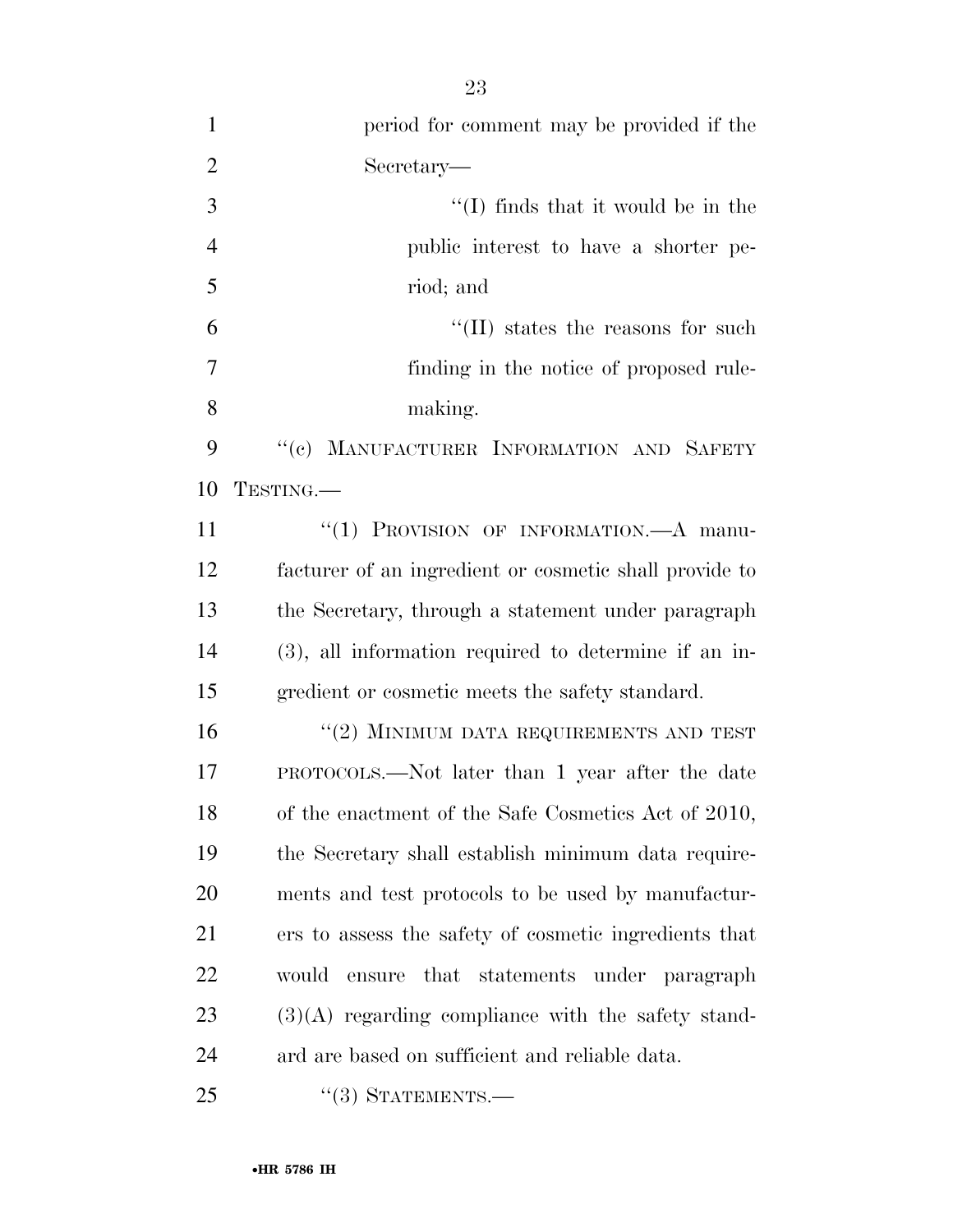period for comment may be provided if the Secretary—

''(I) finds that it would be in the public interest to have a shorter period; and

''(II) states the reasons for such finding in the notice of proposed rulemaking.

''(c) MANUFACTURER INFORMATION AND SAFETY TESTING.—

''(1) PROVISION OF INFORMATION.—A manufacturer of an ingredient or cosmetic shall provide to the Secretary, through a statement under paragraph (3), all information required to determine if an ingredient or cosmetic meets the safety standard.

''(2) MINIMUM DATA REQUIREMENTS AND TEST PROTOCOLS.—Not later than 1 year after the date of the enactment of the Safe Cosmetics Act of 2010, the Secretary shall establish minimum data requirements and test protocols to be used by manufacturers to assess the safety of cosmetic ingredients that would ensure that statements under paragraph (3)(A) regarding compliance with the safety standard are based on sufficient and reliable data.

''(3) STATEMENTS.—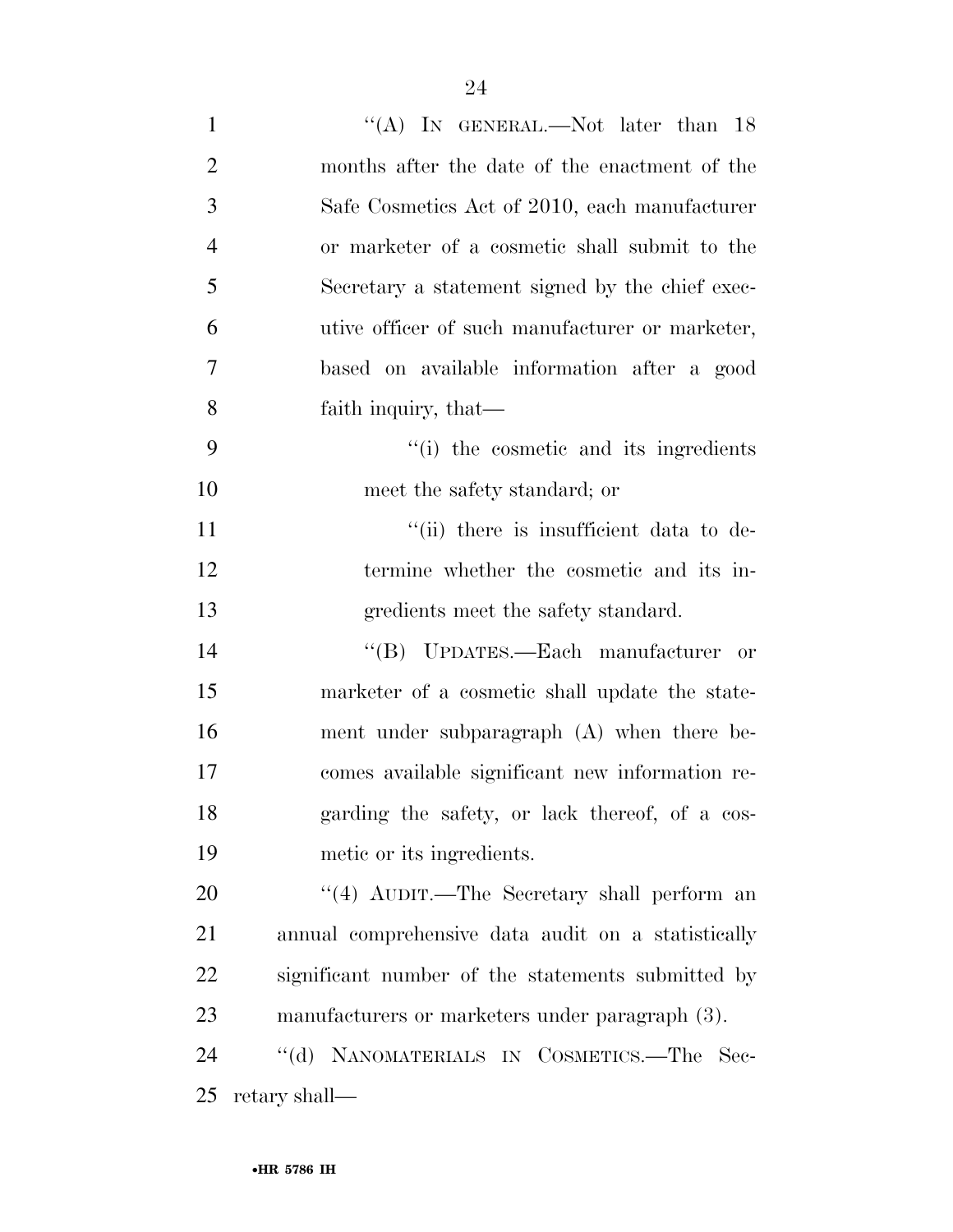"(A) IN GENERAL.—Not later than 18 months after the date of the enactment of the Safe Cosmetics Act of 2010, each manufacturer or marketer of a cosmetic shall submit to the Secretary a statement signed by the chief executive officer of such manufacturer or marketer, based on available information after a good faith inquiry, that—

"(i) the cosmetic and its ingredients meet the safety standard; or

"(ii) there is insufficient data to determine whether the cosmetic and its ingredients meet the safety standard.

"(B) UPDATES.—Each manufacturer or marketer of a cosmetic shall update the statement under subparagraph (A) when there becomes available significant new information regarding the safety, or lack thereof, of a cosmetic or its ingredients.

"(4) AUDIT.—The Secretary shall perform an annual comprehensive data audit on a statistically significant number of the statements submitted by manufacturers or marketers under paragraph (3).

"(d) NANOMATERIALS IN COSMETICS.—The Secretary shall—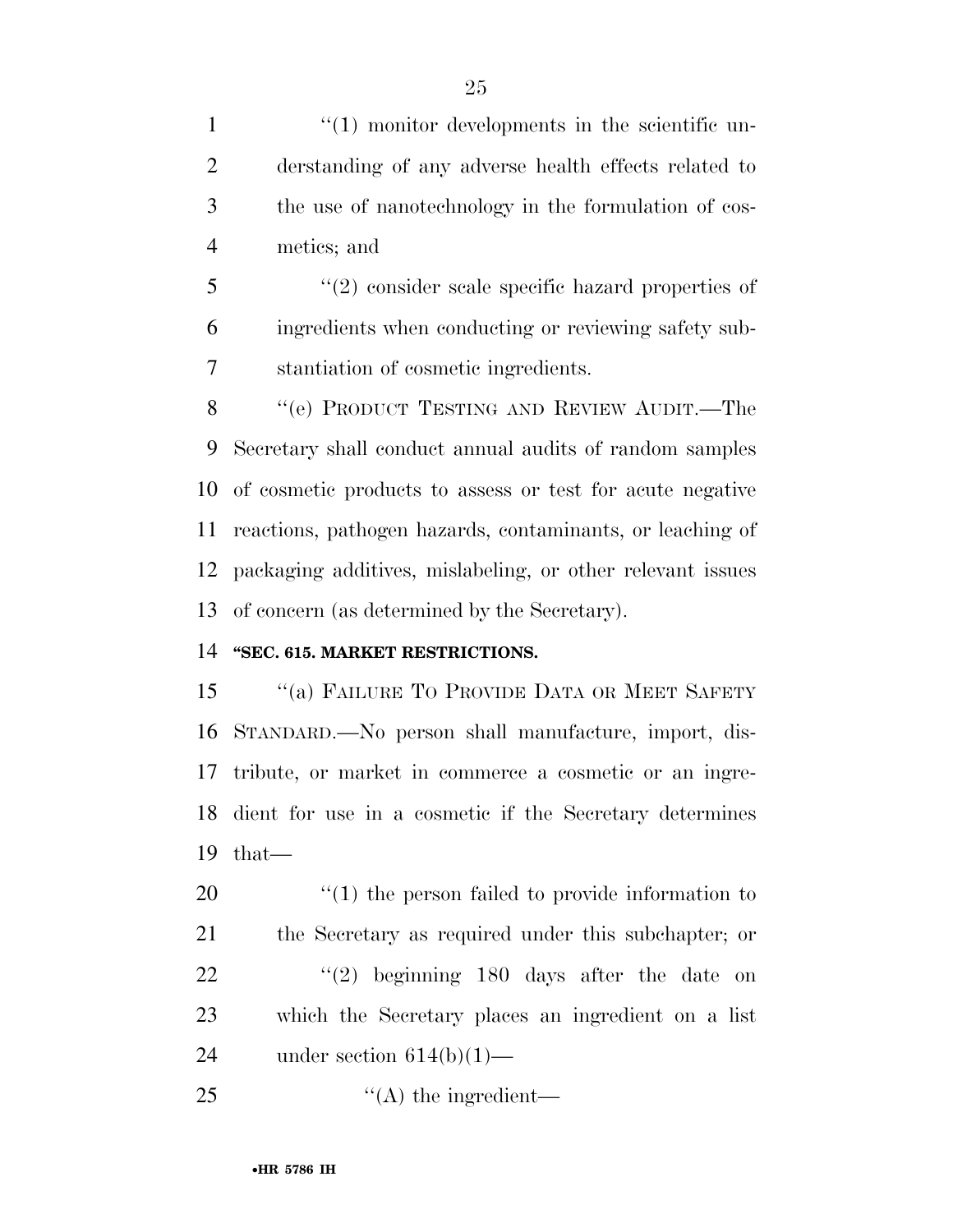"(1) monitor developments in the scientific understanding of any adverse health effects related to the use of nanotechnology in the formulation of cosmetics; and

"(2) consider scale specific hazard properties of ingredients when conducting or reviewing safety substantiation of cosmetic ingredients.

"(e) PRODUCT TESTING AND REVIEW AUDIT.—The Secretary shall conduct annual audits of random samples of cosmetic products to assess or test for acute negative reactions, pathogen hazards, contaminants, or leaching of packaging additives, mislabeling, or other relevant issues of concern (as determined by the Secretary).

**"SEC. 615. MARKET RESTRICTIONS.**

"(a) FAILURE TO PROVIDE DATA OR MEET SAFETY STANDARD.—No person shall manufacture, import, distribute, or market in commerce a cosmetic or an ingredient for use in a cosmetic if the Secretary determines that—

"(1) the person failed to provide information to the Secretary as required under this subchapter; or

"(2) beginning 180 days after the date on which the Secretary places an ingredient on a list under section 614(b)(1)—

"(A) the ingredient—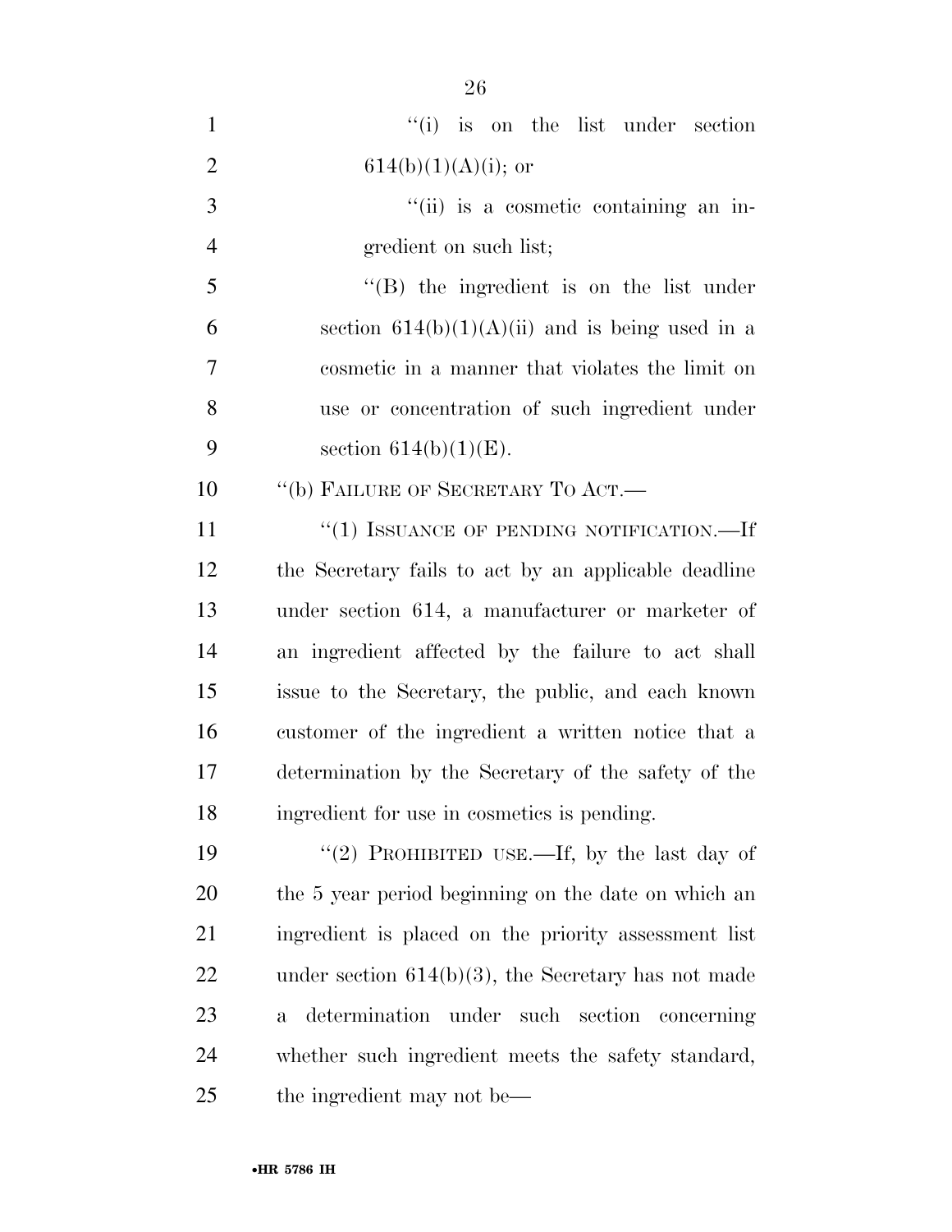"(i) is on the list under section 614(b)(1)(A)(i); or

"(ii) is a cosmetic containing an ingredient on such list;

"(B) the ingredient is on the list under section 614(b)(1)(A)(ii) and is being used in a cosmetic in a manner that violates the limit on use or concentration of such ingredient under section 614(b)(1)(E).

"(b) FAILURE OF SECRETARY TO ACT.—

"(1) ISSUANCE OF PENDING NOTIFICATION.—If the Secretary fails to act by an applicable deadline under section 614, a manufacturer or marketer of an ingredient affected by the failure to act shall issue to the Secretary, the public, and each known customer of the ingredient a written notice that a determination by the Secretary of the safety of the ingredient for use in cosmetics is pending.

"(2) PROHIBITED USE.—If, by the last day of the 5 year period beginning on the date on which an ingredient is placed on the priority assessment list under section 614(b)(3), the Secretary has not made a determination under such section concerning whether such ingredient meets the safety standard, the ingredient may not be—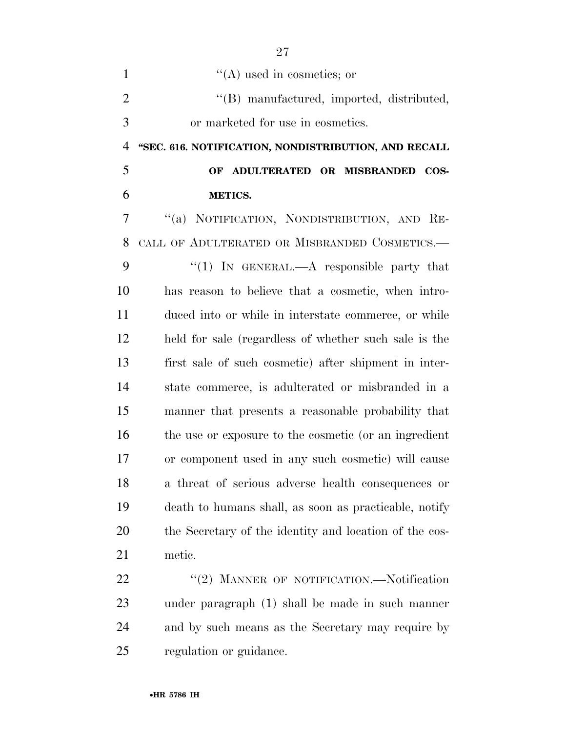"(A) used in cosmetics; or

"(B) manufactured, imported, distributed, or marketed for use in cosmetics.

**"SEC. 616. NOTIFICATION, NONDISTRIBUTION, AND RECALL OF ADULTERATED OR MISBRANDED COSMETICS.**

"(a) NOTIFICATION, NONDISTRIBUTION, AND RECALL OF ADULTERATED OR MISBRANDED COSMETICS.—

"(1) IN GENERAL.—A responsible party that has reason to believe that a cosmetic, when introduced into or while in interstate commerce, or while held for sale (regardless of whether such sale is the first sale of such cosmetic) after shipment in interstate commerce, is adulterated or misbranded in a manner that presents a reasonable probability that the use or exposure to the cosmetic (or an ingredient or component used in any such cosmetic) will cause a threat of serious adverse health consequences or death to humans shall, as soon as practicable, notify the Secretary of the identity and location of the cosmetic.

"(2) MANNER OF NOTIFICATION.—Notification under paragraph (1) shall be made in such manner and by such means as the Secretary may require by regulation or guidance.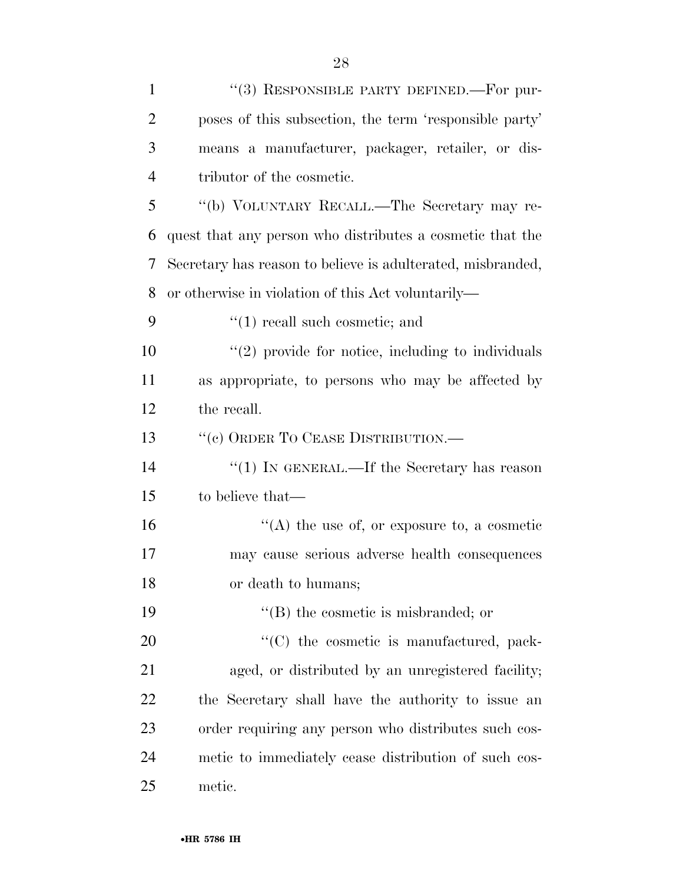"(3) RESPONSIBLE PARTY DEFINED.—For purposes of this subsection, the term 'responsible party' means a manufacturer, packager, retailer, or distributor of the cosmetic.

"(b) VOLUNTARY RECALL.—The Secretary may request that any person who distributes a cosmetic that the Secretary has reason to believe is adulterated, misbranded, or otherwise in violation of this Act voluntarily—

"(1) recall such cosmetic; and

"(2) provide for notice, including to individuals as appropriate, to persons who may be affected by the recall.

"(c) ORDER TO CEASE DISTRIBUTION.—

"(1) IN GENERAL.—If the Secretary has reason to believe that—

"(A) the use of, or exposure to, a cosmetic may cause serious adverse health consequences or death to humans;

"(B) the cosmetic is misbranded; or

"(C) the cosmetic is manufactured, packaged, or distributed by an unregistered facility;

the Secretary shall have the authority to issue an order requiring any person who distributes such cosmetic to immediately cease distribution of such cosmetic.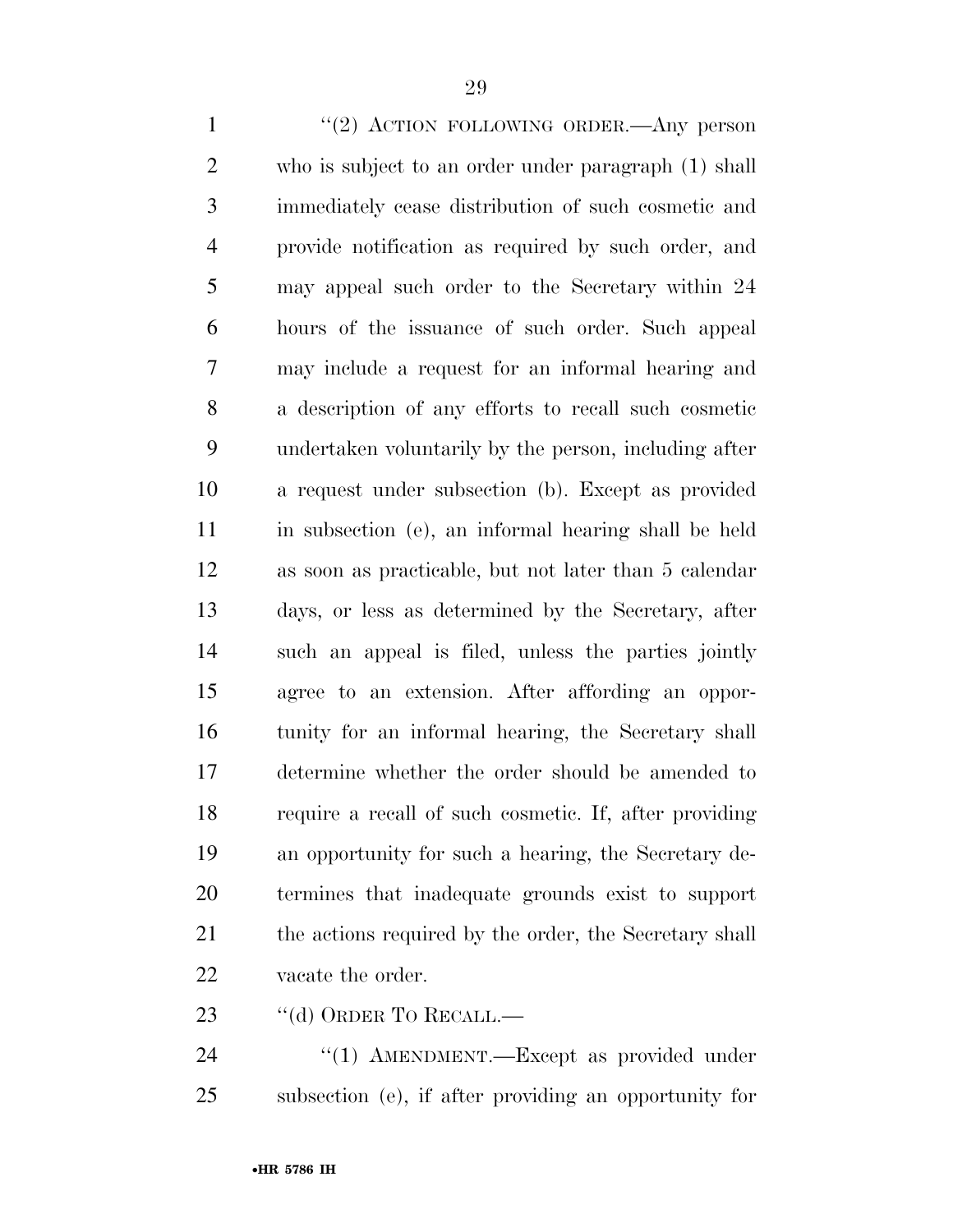''(2) ACTION FOLLOWING ORDER.—Any person who is subject to an order under paragraph (1) shall immediately cease distribution of such cosmetic and provide notification as required by such order, and may appeal such order to the Secretary within 24 hours of the issuance of such order. Such appeal may include a request for an informal hearing and a description of any efforts to recall such cosmetic undertaken voluntarily by the person, including after a request under subsection (b). Except as provided in subsection (e), an informal hearing shall be held as soon as practicable, but not later than 5 calendar days, or less as determined by the Secretary, after such an appeal is filed, unless the parties jointly agree to an extension. After affording an opportunity for an informal hearing, the Secretary shall determine whether the order should be amended to require a recall of such cosmetic. If, after providing an opportunity for such a hearing, the Secretary determines that inadequate grounds exist to support the actions required by the order, the Secretary shall vacate the order.

''(d) ORDER TO RECALL.—

''(1) AMENDMENT.—Except as provided under subsection (e), if after providing an opportunity for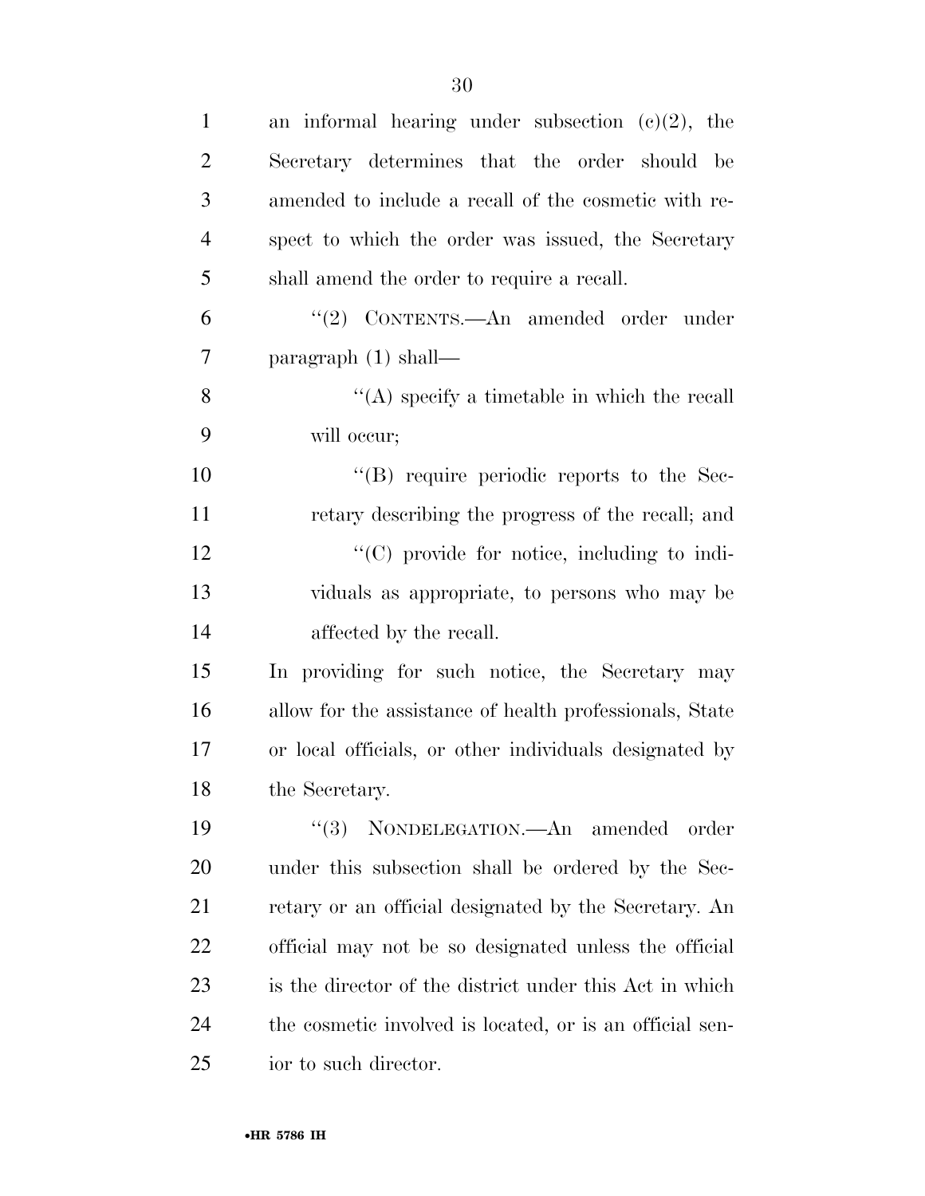an informal hearing under subsection (c)(2), the Secretary determines that the order should be amended to include a recall of the cosmetic with respect to which the order was issued, the Secretary shall amend the order to require a recall.

"(2) CONTENTS.—An amended order under paragraph (1) shall—

"(A) specify a timetable in which the recall will occur;

"(B) require periodic reports to the Secretary describing the progress of the recall; and

"(C) provide for notice, including to individuals as appropriate, to persons who may be affected by the recall.

In providing for such notice, the Secretary may allow for the assistance of health professionals, State or local officials, or other individuals designated by the Secretary.

"(3) NONDELEGATION.—An amended order under this subsection shall be ordered by the Secretary or an official designated by the Secretary. An official may not be so designated unless the official is the director of the district under this Act in which the cosmetic involved is located, or is an official senior to such director.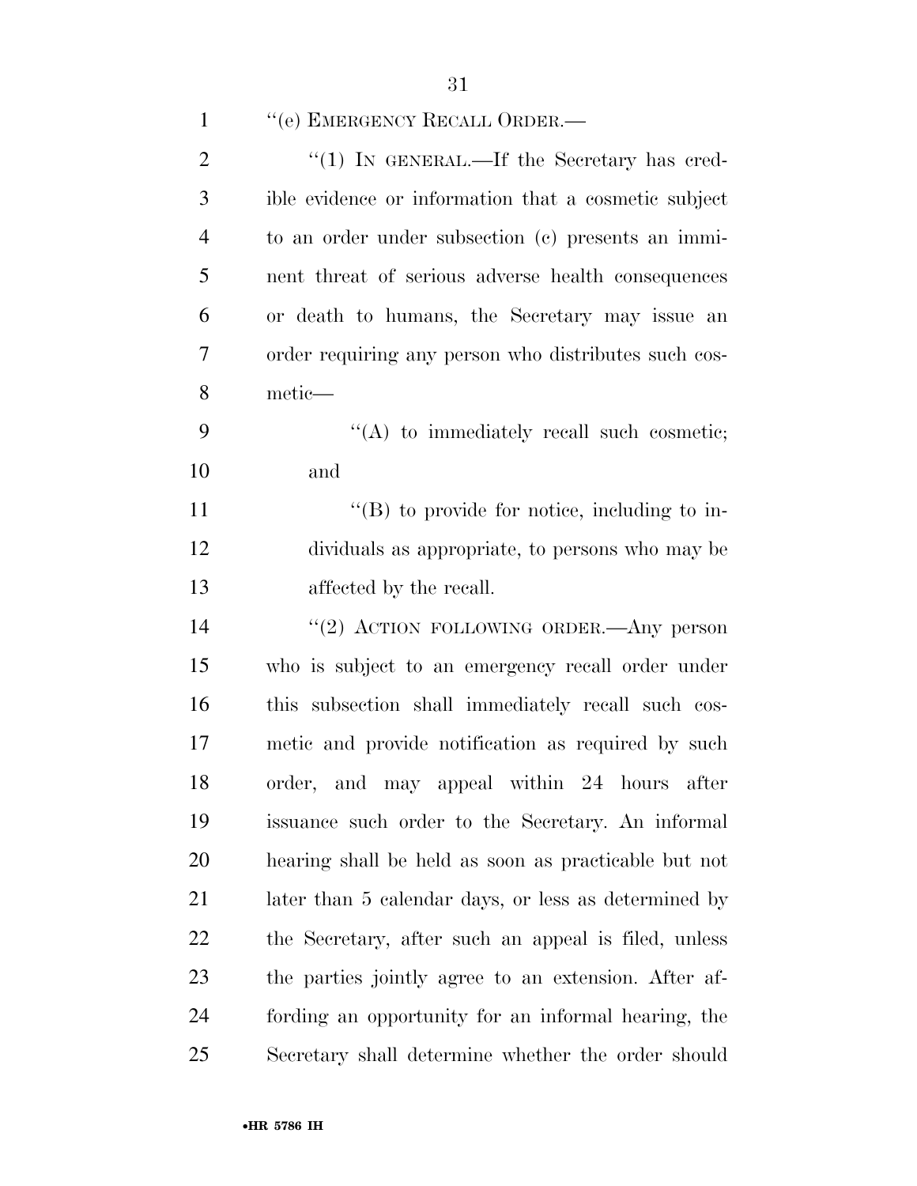''(e) EMERGENCY RECALL ORDER.—

''(1) IN GENERAL.—If the Secretary has credible evidence or information that a cosmetic subject to an order under subsection (c) presents an imminent threat of serious adverse health consequences or death to humans, the Secretary may issue an order requiring any person who distributes such cosmetic—

''(A) to immediately recall such cosmetic; and

''(B) to provide for notice, including to individuals as appropriate, to persons who may be affected by the recall.

''(2) ACTION FOLLOWING ORDER.—Any person who is subject to an emergency recall order under this subsection shall immediately recall such cosmetic and provide notification as required by such order, and may appeal within 24 hours after issuance such order to the Secretary. An informal hearing shall be held as soon as practicable but not later than 5 calendar days, or less as determined by the Secretary, after such an appeal is filed, unless the parties jointly agree to an extension. After affording an opportunity for an informal hearing, the Secretary shall determine whether the order should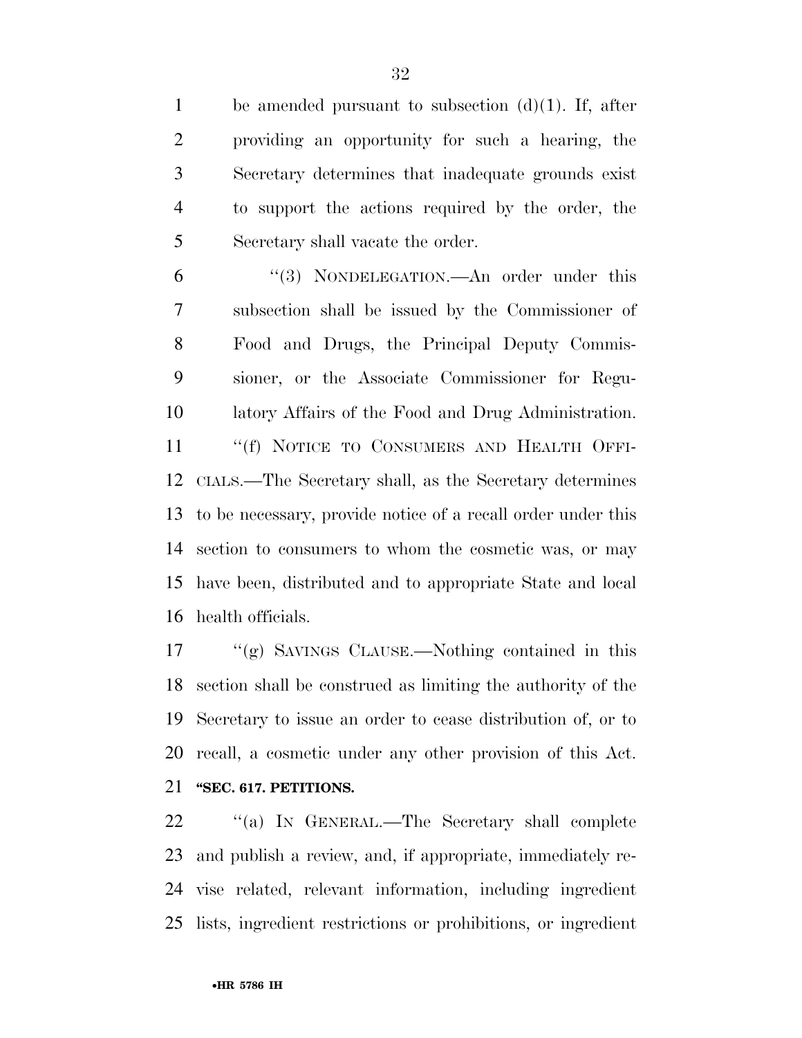be amended pursuant to subsection (d)(1). If, after providing an opportunity for such a hearing, the Secretary determines that inadequate grounds exist to support the actions required by the order, the Secretary shall vacate the order.

"(3) NONDELEGATION.—An order under this subsection shall be issued by the Commissioner of Food and Drugs, the Principal Deputy Commissioner, or the Associate Commissioner for Regulatory Affairs of the Food and Drug Administration.

"(f) NOTICE TO CONSUMERS AND HEALTH OFFICIALS.—The Secretary shall, as the Secretary determines to be necessary, provide notice of a recall order under this section to consumers to whom the cosmetic was, or may have been, distributed and to appropriate State and local health officials.

"(g) SAVINGS CLAUSE.—Nothing contained in this section shall be construed as limiting the authority of the Secretary to issue an order to cease distribution of, or to recall, a cosmetic under any other provision of this Act.

**"SEC. 617. PETITIONS.**

"(a) IN GENERAL.—The Secretary shall complete and publish a review, and, if appropriate, immediately revise related, relevant information, including ingredient lists, ingredient restrictions or prohibitions, or ingredient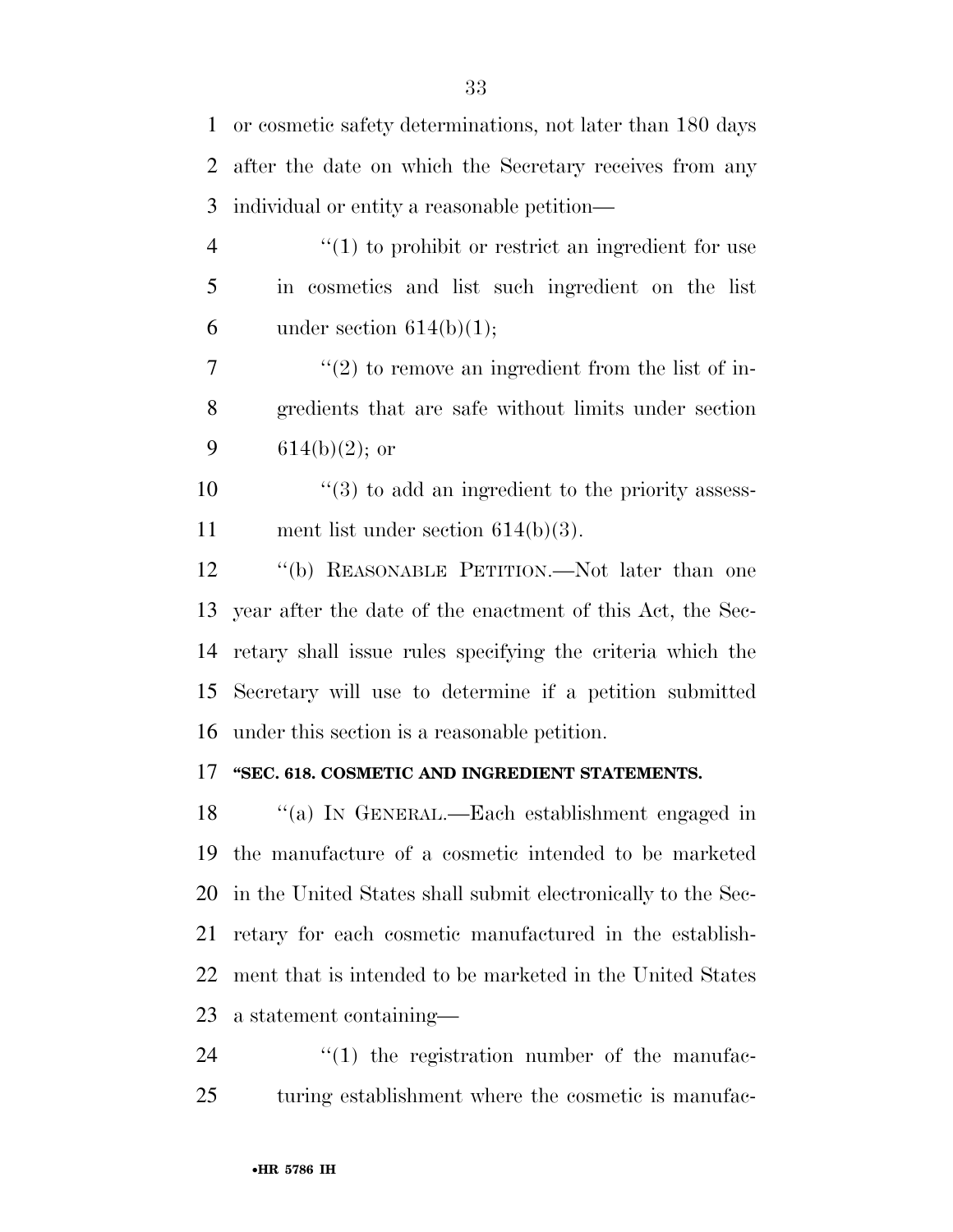or cosmetic safety determinations, not later than 180 days after the date on which the Secretary receives from any individual or entity a reasonable petition—

> ''(1) to prohibit or restrict an ingredient for use in cosmetics and list such ingredient on the list under section 614(b)(1);
>
> ''(2) to remove an ingredient from the list of ingredients that are safe without limits under section 614(b)(2); or
>
> ''(3) to add an ingredient to the priority assessment list under section 614(b)(3).

''(b) REASONABLE PETITION.—Not later than one year after the date of the enactment of this Act, the Secretary shall issue rules specifying the criteria which the Secretary will use to determine if a petition submitted under this section is a reasonable petition.

**''SEC. 618. COSMETIC AND INGREDIENT STATEMENTS.**

''(a) IN GENERAL.—Each establishment engaged in the manufacture of a cosmetic intended to be marketed in the United States shall submit electronically to the Secretary for each cosmetic manufactured in the establishment that is intended to be marketed in the United States a statement containing—

> ''(1) the registration number of the manufacturing establishment where the cosmetic is manufac-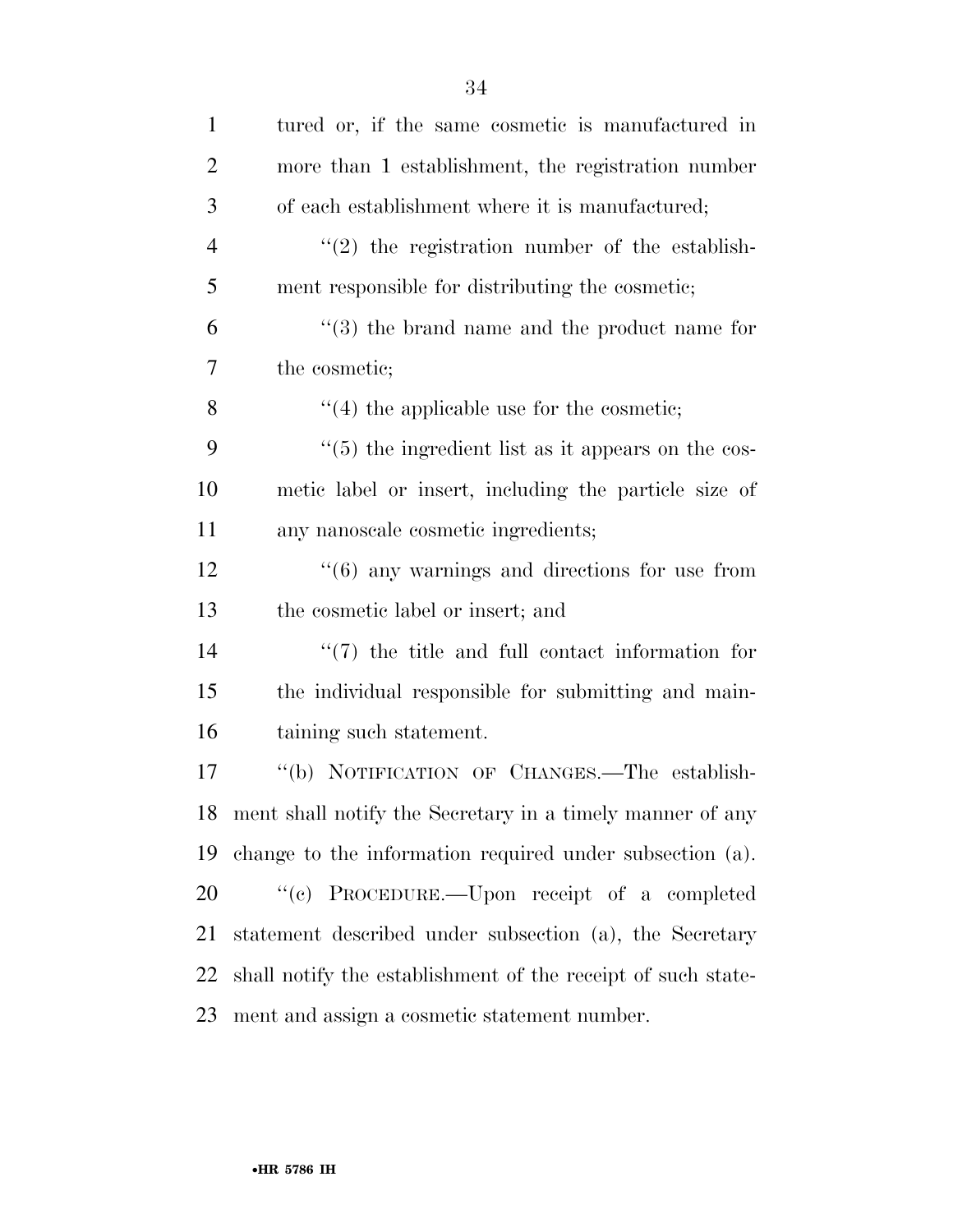tured or, if the same cosmetic is manufactured in more than 1 establishment, the registration number of each establishment where it is manufactured;

"(2) the registration number of the establishment responsible for distributing the cosmetic;

"(3) the brand name and the product name for the cosmetic;

"(4) the applicable use for the cosmetic;

"(5) the ingredient list as it appears on the cosmetic label or insert, including the particle size of any nanoscale cosmetic ingredients;

"(6) any warnings and directions for use from the cosmetic label or insert; and

"(7) the title and full contact information for the individual responsible for submitting and maintaining such statement.

"(b) NOTIFICATION OF CHANGES.—The establishment shall notify the Secretary in a timely manner of any change to the information required under subsection (a).

"(c) PROCEDURE.—Upon receipt of a completed statement described under subsection (a), the Secretary shall notify the establishment of the receipt of such statement and assign a cosmetic statement number.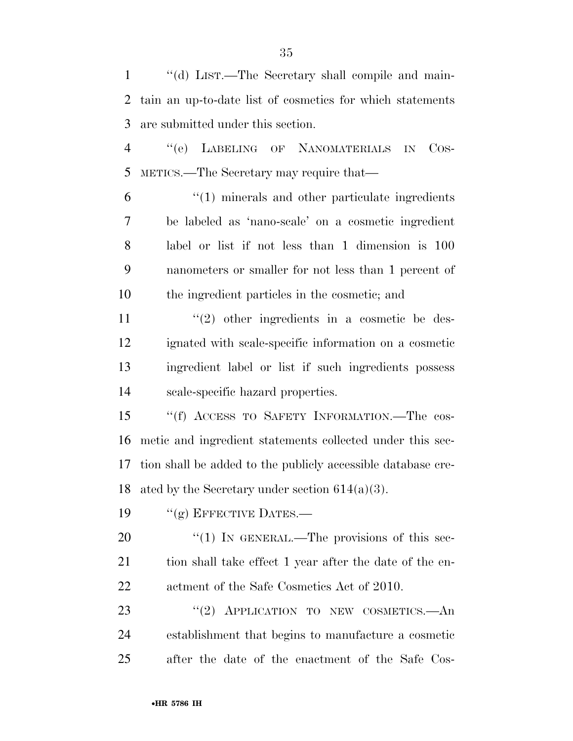''(d) LIST.—The Secretary shall compile and maintain an up-to-date list of cosmetics for which statements are submitted under this section.

''(e) LABELING OF NANOMATERIALS IN COSMETICS.—The Secretary may require that—

''(1) minerals and other particulate ingredients be labeled as 'nano-scale' on a cosmetic ingredient label or list if not less than 1 dimension is 100 nanometers or smaller for not less than 1 percent of the ingredient particles in the cosmetic; and

''(2) other ingredients in a cosmetic be designated with scale-specific information on a cosmetic ingredient label or list if such ingredients possess scale-specific hazard properties.

''(f) ACCESS TO SAFETY INFORMATION.—The cosmetic and ingredient statements collected under this section shall be added to the publicly accessible database created by the Secretary under section 614(a)(3).

''(g) EFFECTIVE DATES.—

''(1) IN GENERAL.—The provisions of this section shall take effect 1 year after the date of the enactment of the Safe Cosmetics Act of 2010.

''(2) APPLICATION TO NEW COSMETICS.—An establishment that begins to manufacture a cosmetic after the date of the enactment of the Safe Cos-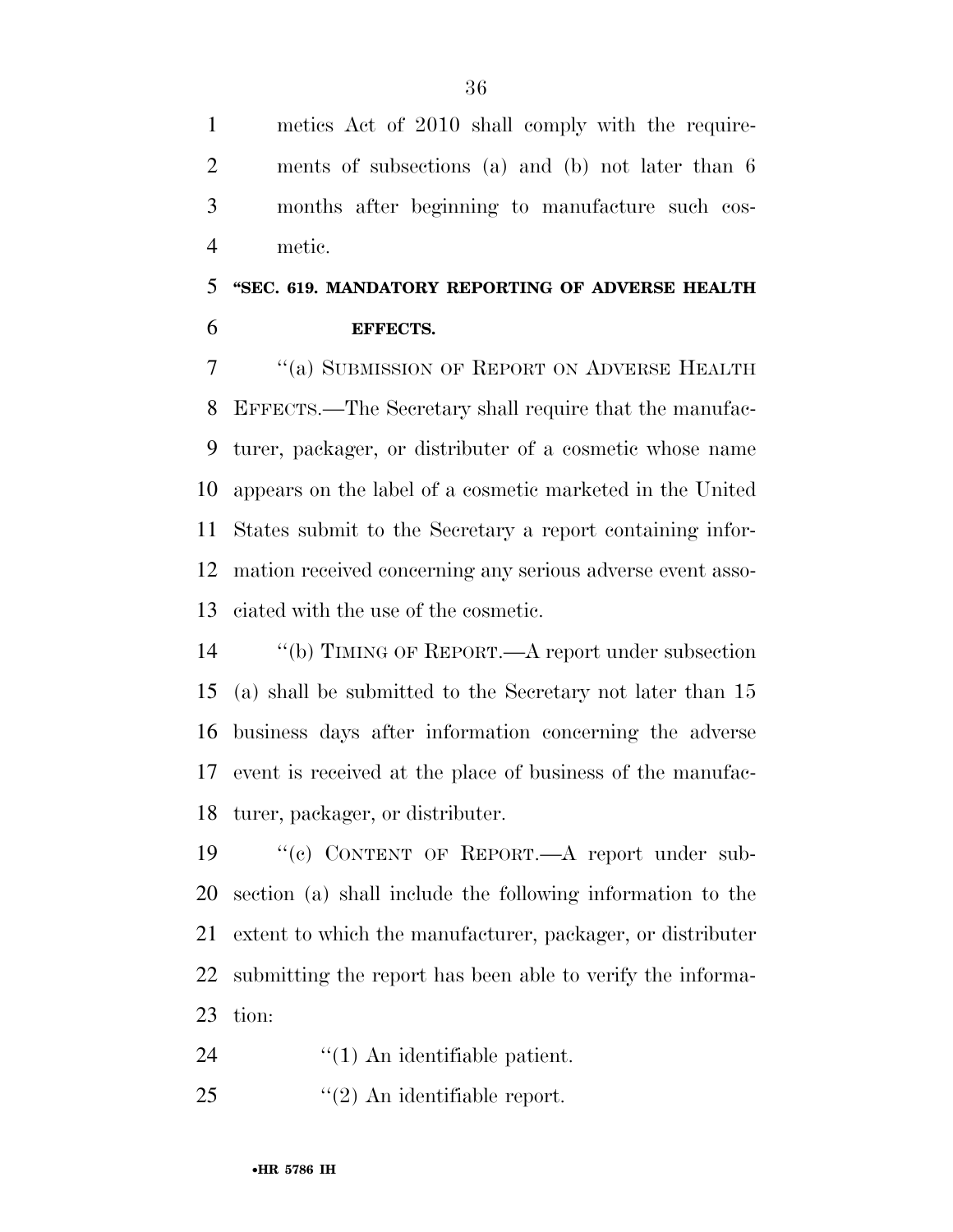metics Act of 2010 shall comply with the requirements of subsections (a) and (b) not later than 6 months after beginning to manufacture such cosmetic.

**"SEC. 619. MANDATORY REPORTING OF ADVERSE HEALTH EFFECTS.**

"(a) SUBMISSION OF REPORT ON ADVERSE HEALTH EFFECTS.—The Secretary shall require that the manufacturer, packager, or distributer of a cosmetic whose name appears on the label of a cosmetic marketed in the United States submit to the Secretary a report containing information received concerning any serious adverse event associated with the use of the cosmetic.

"(b) TIMING OF REPORT.—A report under subsection (a) shall be submitted to the Secretary not later than 15 business days after information concerning the adverse event is received at the place of business of the manufacturer, packager, or distributer.

"(c) CONTENT OF REPORT.—A report under subsection (a) shall include the following information to the extent to which the manufacturer, packager, or distributer submitting the report has been able to verify the information:

"(1) An identifiable patient.

"(2) An identifiable report.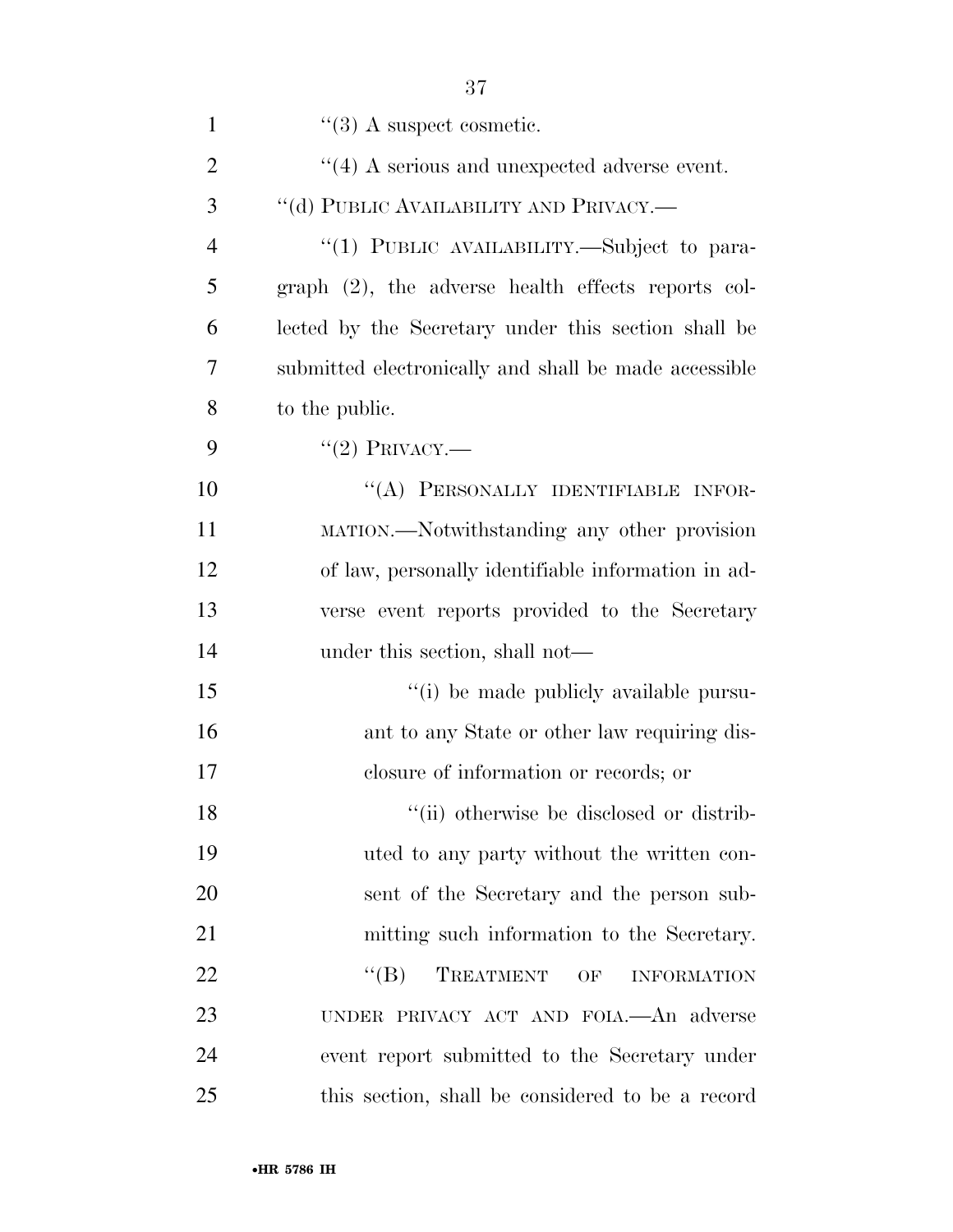"(3) A suspect cosmetic.

"(4) A serious and unexpected adverse event.

"(d) PUBLIC AVAILABILITY AND PRIVACY.—

"(1) PUBLIC AVAILABILITY.—Subject to paragraph (2), the adverse health effects reports collected by the Secretary under this section shall be submitted electronically and shall be made accessible to the public.

"(2) PRIVACY.—

"(A) PERSONALLY IDENTIFIABLE INFORMATION.—Notwithstanding any other provision of law, personally identifiable information in adverse event reports provided to the Secretary under this section, shall not—

"(i) be made publicly available pursuant to any State or other law requiring disclosure of information or records; or

"(ii) otherwise be disclosed or distributed to any party without the written consent of the Secretary and the person submitting such information to the Secretary.

"(B) TREATMENT OF INFORMATION UNDER PRIVACY ACT AND FOIA.—An adverse event report submitted to the Secretary under this section, shall be considered to be a record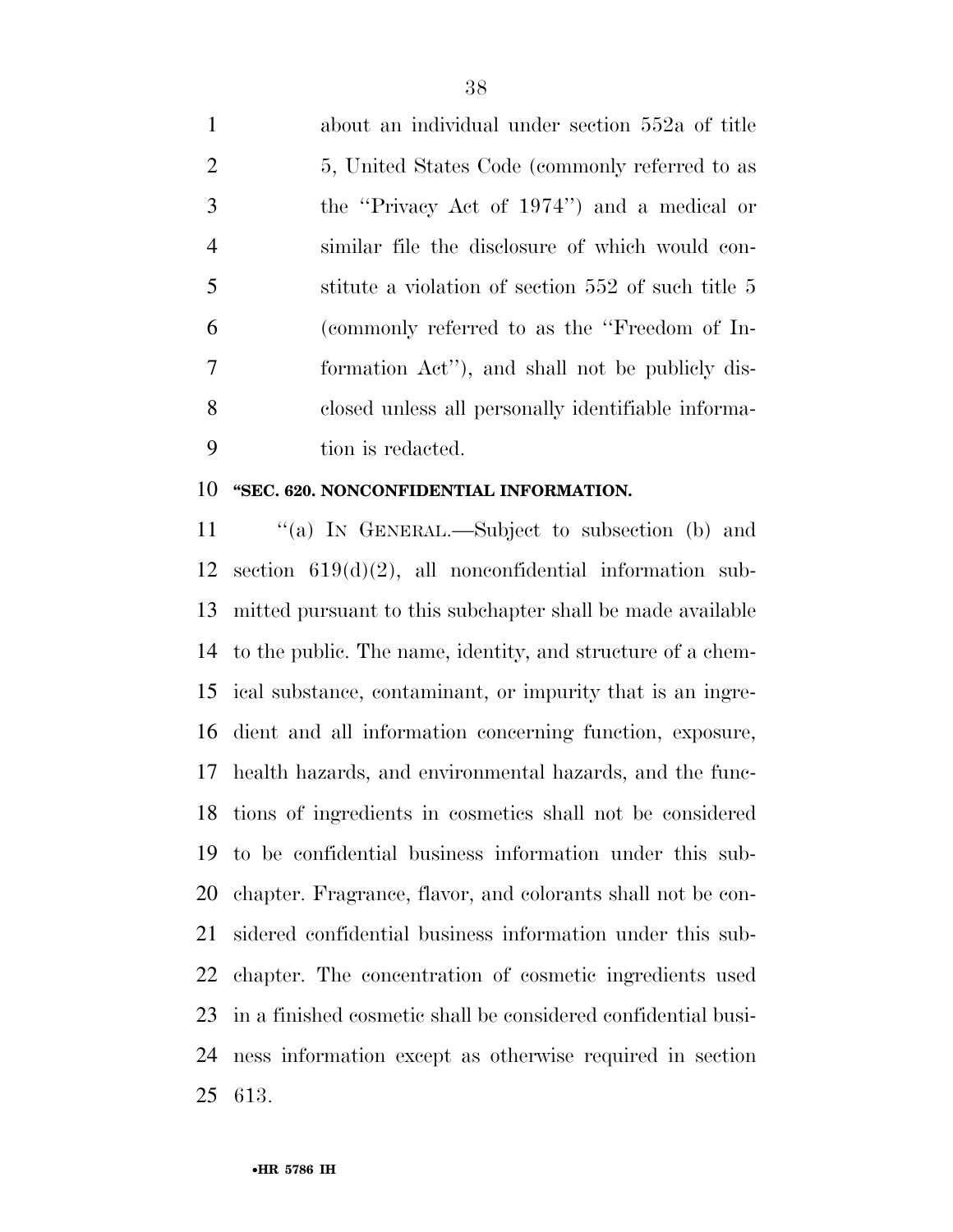about an individual under section 552a of title 5, United States Code (commonly referred to as the ''Privacy Act of 1974'') and a medical or similar file the disclosure of which would constitute a violation of section 552 of such title 5 (commonly referred to as the ''Freedom of Information Act''), and shall not be publicly disclosed unless all personally identifiable information is redacted.

**''SEC. 620. NONCONFIDENTIAL INFORMATION.**

''(a) IN GENERAL.—Subject to subsection (b) and section 619(d)(2), all nonconfidential information submitted pursuant to this subchapter shall be made available to the public. The name, identity, and structure of a chemical substance, contaminant, or impurity that is an ingredient and all information concerning function, exposure, health hazards, and environmental hazards, and the functions of ingredients in cosmetics shall not be considered to be confidential business information under this subchapter. Fragrance, flavor, and colorants shall not be considered confidential business information under this subchapter. The concentration of cosmetic ingredients used in a finished cosmetic shall be considered confidential business information except as otherwise required in section 613.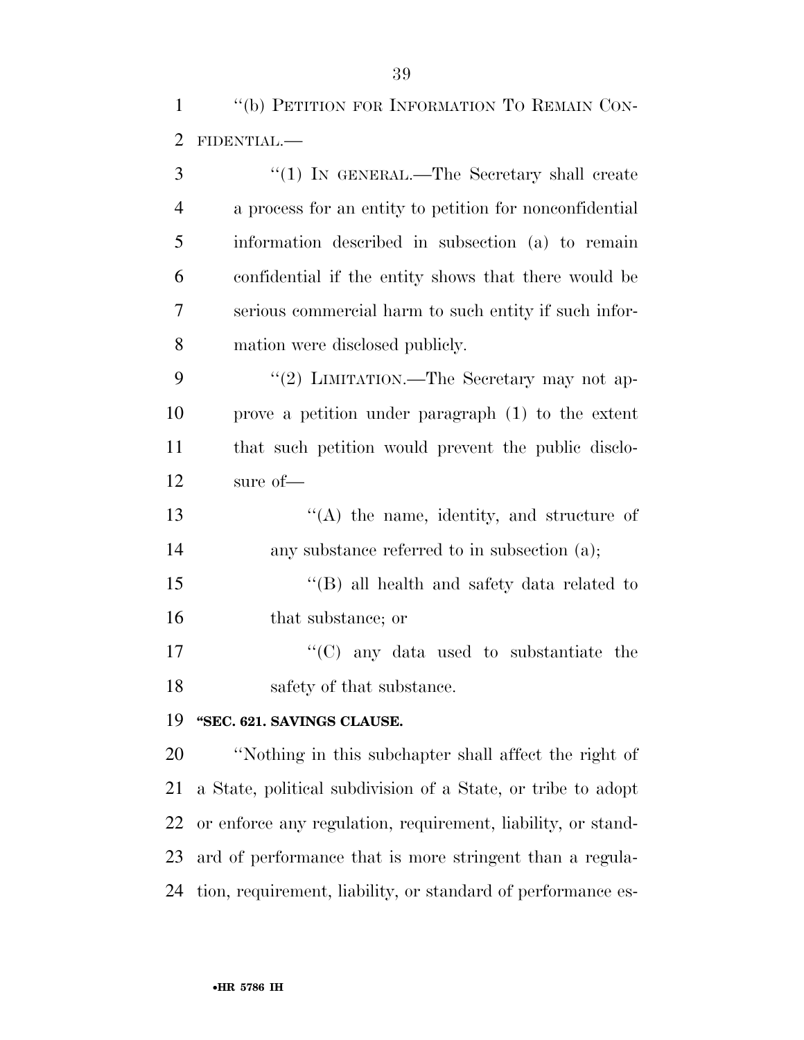''(b) PETITION FOR INFORMATION TO REMAIN CONFIDENTIAL.—

''(1) IN GENERAL.—The Secretary shall create a process for an entity to petition for nonconfidential information described in subsection (a) to remain confidential if the entity shows that there would be serious commercial harm to such entity if such information were disclosed publicly.

''(2) LIMITATION.—The Secretary may not approve a petition under paragraph (1) to the extent that such petition would prevent the public disclosure of—

''(A) the name, identity, and structure of any substance referred to in subsection (a);

''(B) all health and safety data related to that substance; or

''(C) any data used to substantiate the safety of that substance.

**''SEC. 621. SAVINGS CLAUSE.**

''Nothing in this subchapter shall affect the right of a State, political subdivision of a State, or tribe to adopt or enforce any regulation, requirement, liability, or standard of performance that is more stringent than a regulation, requirement, liability, or standard of performance es-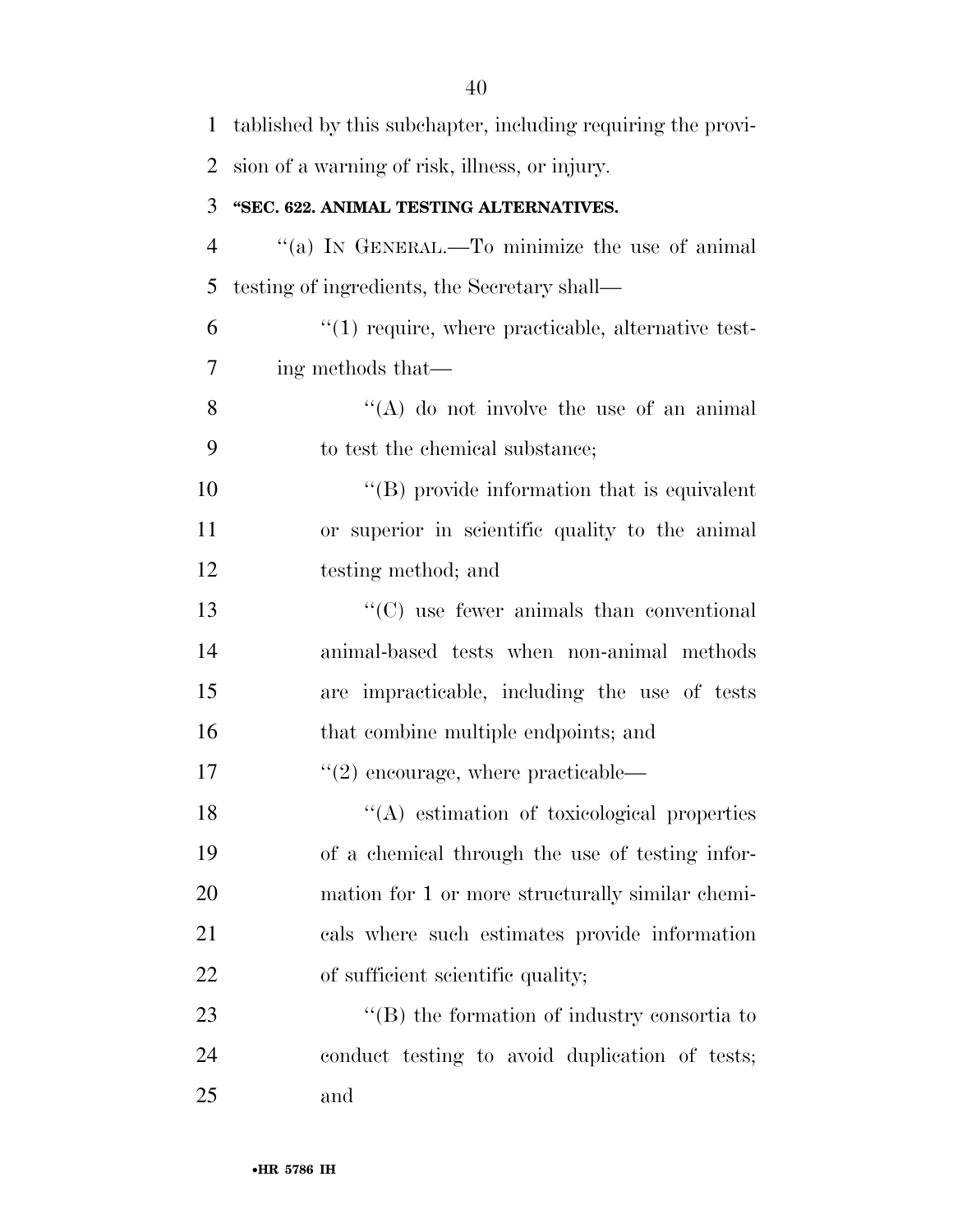tablished by this subchapter, including requiring the provision of a warning of risk, illness, or injury.

**"SEC. 622. ANIMAL TESTING ALTERNATIVES.**

"(a) IN GENERAL.—To minimize the use of animal testing of ingredients, the Secretary shall—

"(1) require, where practicable, alternative testing methods that—

"(A) do not involve the use of an animal to test the chemical substance;

"(B) provide information that is equivalent or superior in scientific quality to the animal testing method; and

"(C) use fewer animals than conventional animal-based tests when non-animal methods are impracticable, including the use of tests that combine multiple endpoints; and

"(2) encourage, where practicable—

"(A) estimation of toxicological properties of a chemical through the use of testing information for 1 or more structurally similar chemicals where such estimates provide information of sufficient scientific quality;

"(B) the formation of industry consortia to conduct testing to avoid duplication of tests; and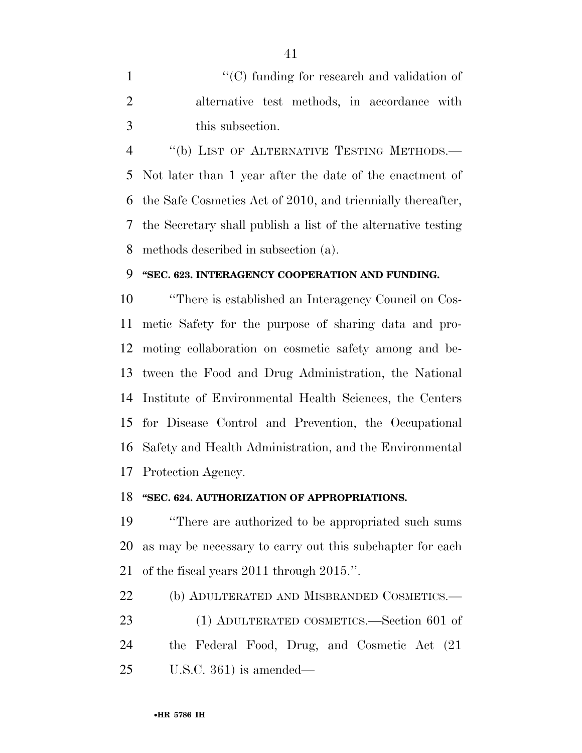"(C) funding for research and validation of alternative test methods, in accordance with this subsection.

"(b) LIST OF ALTERNATIVE TESTING METHODS.—Not later than 1 year after the date of the enactment of the Safe Cosmetics Act of 2010, and triennially thereafter, the Secretary shall publish a list of the alternative testing methods described in subsection (a).

**"SEC. 623. INTERAGENCY COOPERATION AND FUNDING.**

"There is established an Interagency Council on Cosmetic Safety for the purpose of sharing data and promoting collaboration on cosmetic safety among and between the Food and Drug Administration, the National Institute of Environmental Health Sciences, the Centers for Disease Control and Prevention, the Occupational Safety and Health Administration, and the Environmental Protection Agency.

**"SEC. 624. AUTHORIZATION OF APPROPRIATIONS.**

"There are authorized to be appropriated such sums as may be necessary to carry out this subchapter for each of the fiscal years 2011 through 2015.".

(b) ADULTERATED AND MISBRANDED COSMETICS.—

(1) ADULTERATED COSMETICS.—Section 601 of the Federal Food, Drug, and Cosmetic Act (21 U.S.C. 361) is amended—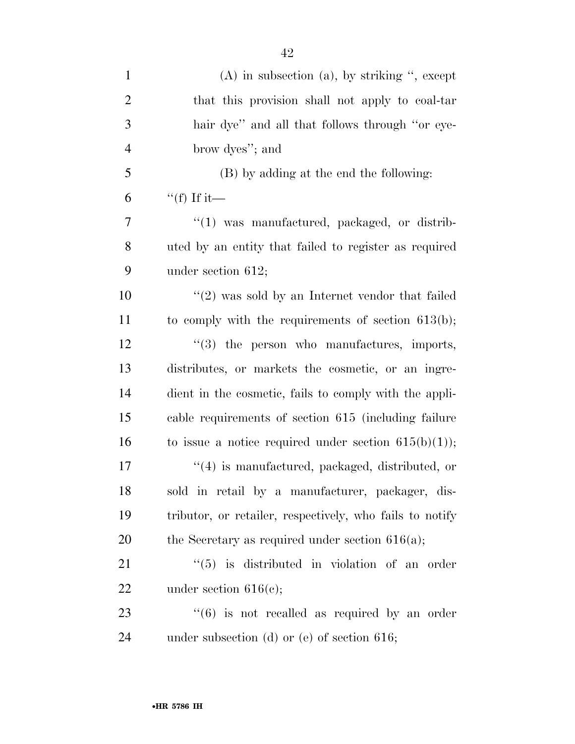(A) in subsection (a), by striking ", except that this provision shall not apply to coal-tar hair dye" and all that follows through "or eyebrow dyes"; and

(B) by adding at the end the following:

"(f) If it—

"(1) was manufactured, packaged, or distributed by an entity that failed to register as required under section 612;

"(2) was sold by an Internet vendor that failed to comply with the requirements of section 613(b);

"(3) the person who manufactures, imports, distributes, or markets the cosmetic, or an ingredient in the cosmetic, fails to comply with the applicable requirements of section 615 (including failure to issue a notice required under section 615(b)(1));

"(4) is manufactured, packaged, distributed, or sold in retail by a manufacturer, packager, distributor, or retailer, respectively, who fails to notify the Secretary as required under section 616(a);

"(5) is distributed in violation of an order under section 616(c);

"(6) is not recalled as required by an order under subsection (d) or (e) of section 616;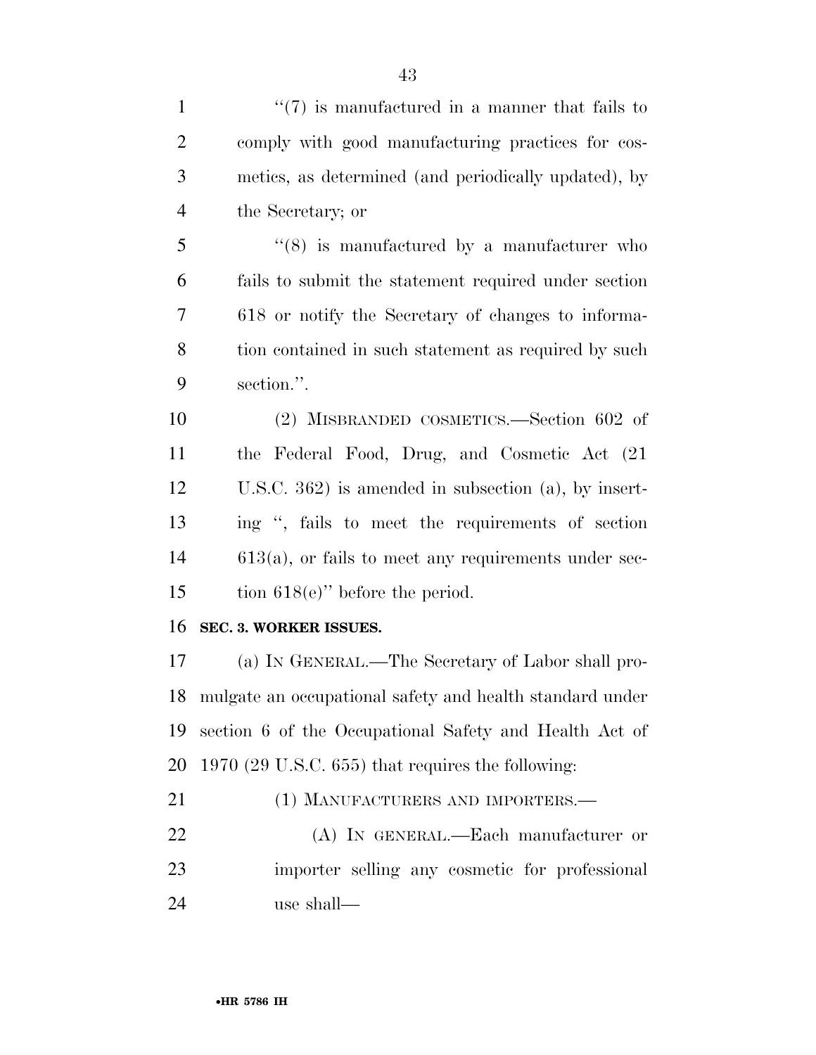"(7) is manufactured in a manner that fails to comply with good manufacturing practices for cosmetics, as determined (and periodically updated), by the Secretary; or

"(8) is manufactured by a manufacturer who fails to submit the statement required under section 618 or notify the Secretary of changes to information contained in such statement as required by such section.".

(2) MISBRANDED COSMETICS.—Section 602 of the Federal Food, Drug, and Cosmetic Act (21 U.S.C. 362) is amended in subsection (a), by inserting ", fails to meet the requirements of section 613(a), or fails to meet any requirements under section 618(e)" before the period.

**SEC. 3. WORKER ISSUES.**

(a) IN GENERAL.—The Secretary of Labor shall promulgate an occupational safety and health standard under section 6 of the Occupational Safety and Health Act of 1970 (29 U.S.C. 655) that requires the following:

(1) MANUFACTURERS AND IMPORTERS.—

(A) IN GENERAL.—Each manufacturer or importer selling any cosmetic for professional use shall—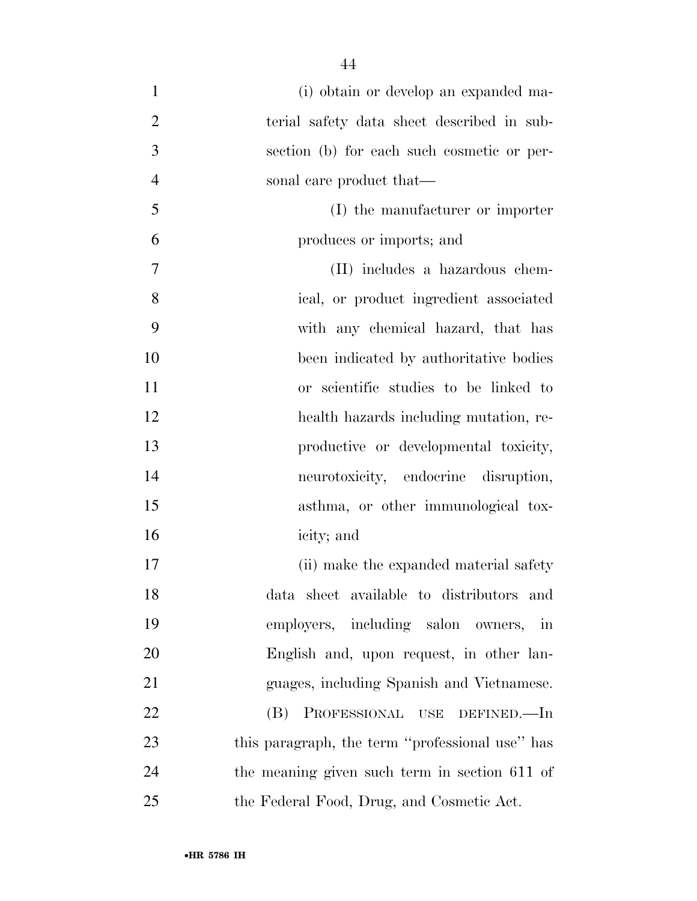(i) obtain or develop an expanded material safety data sheet described in subsection (b) for each such cosmetic or personal care product that—

(I) the manufacturer or importer produces or imports; and

(II) includes a hazardous chemical, or product ingredient associated with any chemical hazard, that has been indicated by authoritative bodies or scientific studies to be linked to health hazards including mutation, reproductive or developmental toxicity, neurotoxicity, endocrine disruption, asthma, or other immunological toxicity; and

(ii) make the expanded material safety data sheet available to distributors and employers, including salon owners, in English and, upon request, in other languages, including Spanish and Vietnamese.

(B) PROFESSIONAL USE DEFINED.—In this paragraph, the term ''professional use'' has the meaning given such term in section 611 of the Federal Food, Drug, and Cosmetic Act.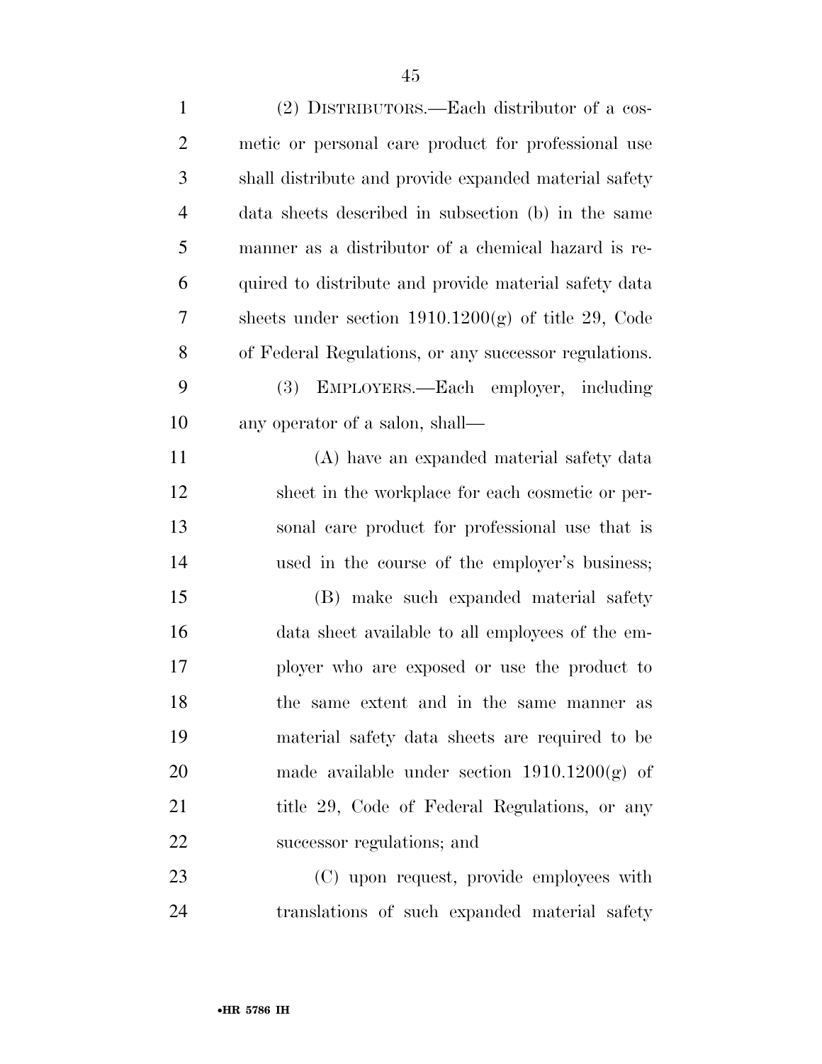(2) DISTRIBUTORS.—Each distributor of a cosmetic or personal care product for professional use shall distribute and provide expanded material safety data sheets described in subsection (b) in the same manner as a distributor of a chemical hazard is required to distribute and provide material safety data sheets under section 1910.1200(g) of title 29, Code of Federal Regulations, or any successor regulations.

(3) EMPLOYERS.—Each employer, including any operator of a salon, shall—

(A) have an expanded material safety data sheet in the workplace for each cosmetic or personal care product for professional use that is used in the course of the employer's business;

(B) make such expanded material safety data sheet available to all employees of the employer who are exposed or use the product to the same extent and in the same manner as material safety data sheets are required to be made available under section 1910.1200(g) of title 29, Code of Federal Regulations, or any successor regulations; and

(C) upon request, provide employees with translations of such expanded material safety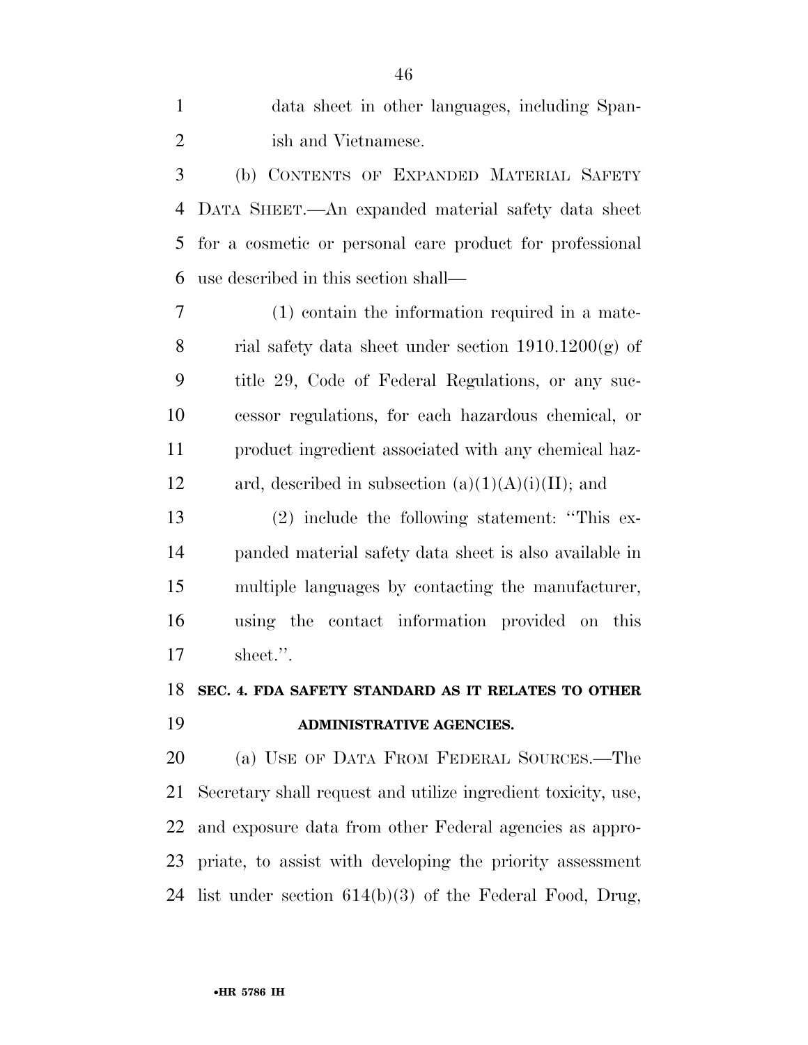data sheet in other languages, including Spanish and Vietnamese.

(b) CONTENTS OF EXPANDED MATERIAL SAFETY DATA SHEET.—An expanded material safety data sheet for a cosmetic or personal care product for professional use described in this section shall—

(1) contain the information required in a material safety data sheet under section 1910.1200(g) of title 29, Code of Federal Regulations, or any successor regulations, for each hazardous chemical, or product ingredient associated with any chemical hazard, described in subsection (a)(1)(A)(i)(II); and

(2) include the following statement: ''This expanded material safety data sheet is also available in multiple languages by contacting the manufacturer, using the contact information provided on this sheet.''.

**SEC. 4. FDA SAFETY STANDARD AS IT RELATES TO OTHER ADMINISTRATIVE AGENCIES.**

(a) USE OF DATA FROM FEDERAL SOURCES.—The Secretary shall request and utilize ingredient toxicity, use, and exposure data from other Federal agencies as appropriate, to assist with developing the priority assessment list under section 614(b)(3) of the Federal Food, Drug,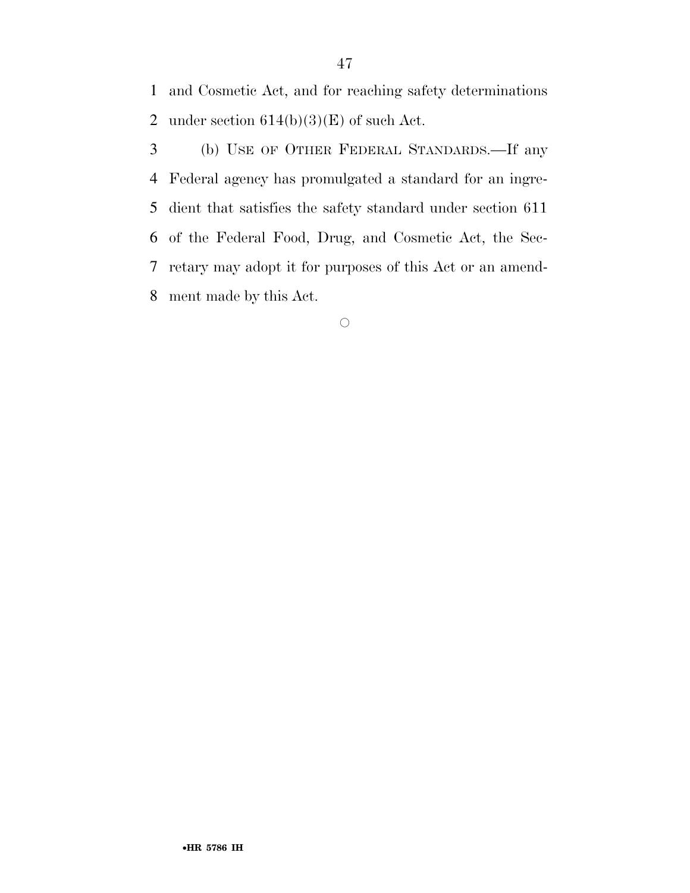and Cosmetic Act, and for reaching safety determinations under section 614(b)(3)(E) of such Act.

(b) USE OF OTHER FEDERAL STANDARDS.—If any Federal agency has promulgated a standard for an ingredient that satisfies the safety standard under section 611 of the Federal Food, Drug, and Cosmetic Act, the Secretary may adopt it for purposes of this Act or an amendment made by this Act.

○